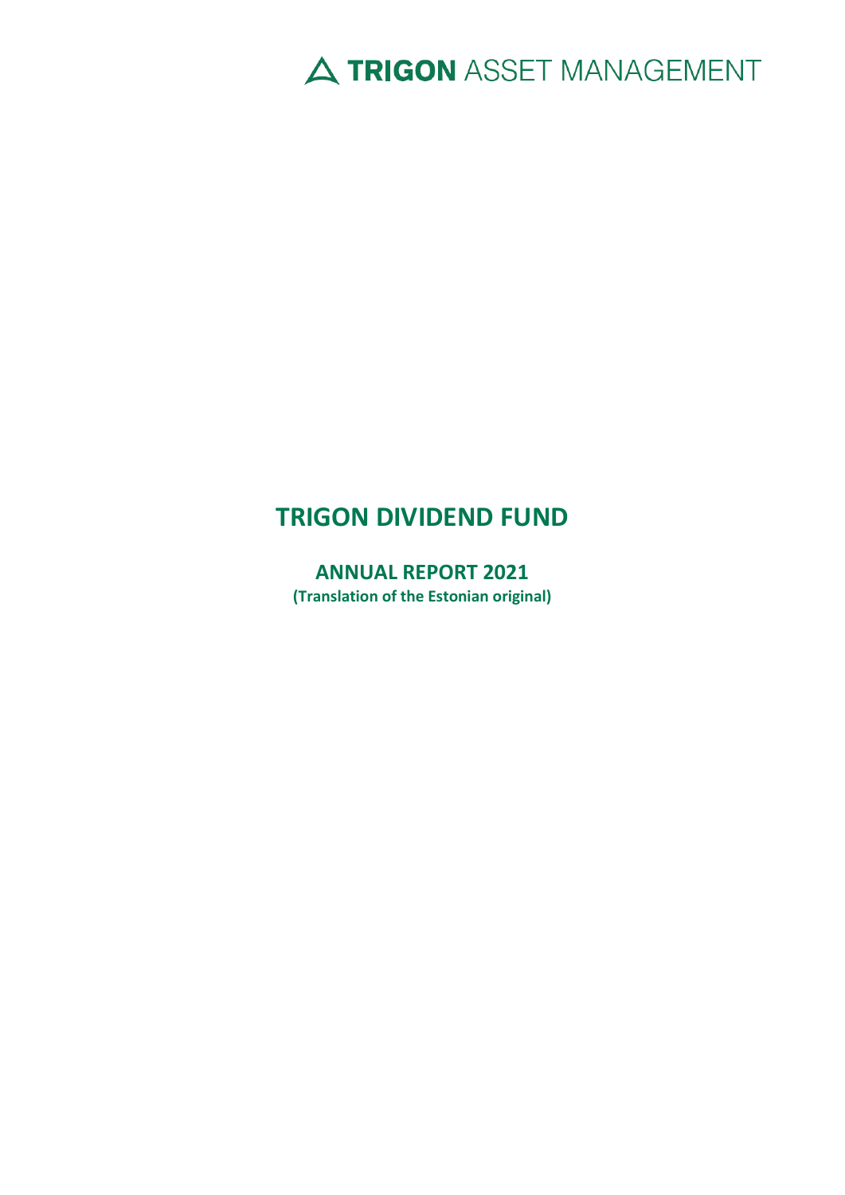TRIGON ASSET MANAGEMENT

# TRIGON DIVIDEND FUND

## ANNUAL REPORT 2021

**(Translation of the Estonian original)**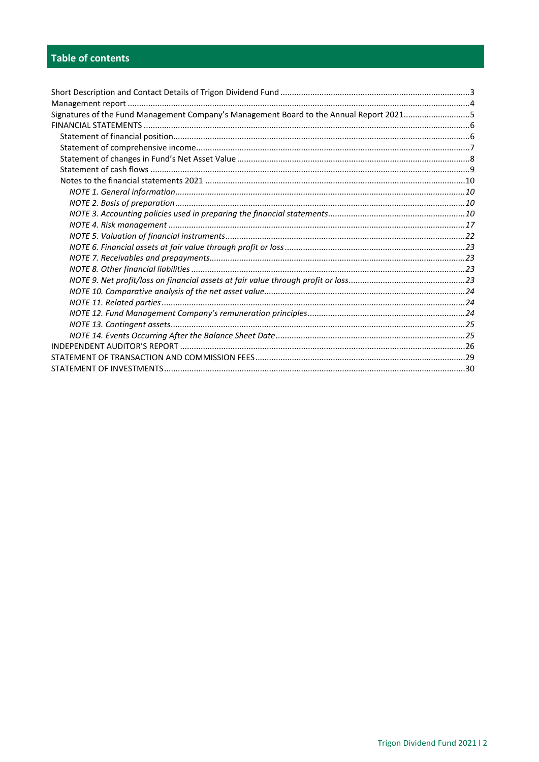## Table of contents

- Short Description and Contact Details of Trigon Dividend Fund ..... 3
- Management report ..... 4
- Signatures of the Fund Management Company's Management Board to the Annual Report 2021 ..... 5
- FINANCIAL STATEMENTS ..... 6
  - Statement of financial position ..... 6
  - Statement of comprehensive income ..... 7
  - Statement of changes in Fund's Net Asset Value ..... 8
  - Statement of cash flows ..... 9
  - Notes to the financial statements 2021 ..... 10
    - *NOTE 1. General information ..... 10*
    - *NOTE 2. Basis of preparation ..... 10*
    - *NOTE 3. Accounting policies used in preparing the financial statements ..... 10*
    - *NOTE 4. Risk management ..... 17*
    - *NOTE 5. Valuation of financial instruments ..... 22*
    - *NOTE 6. Financial assets at fair value through profit or loss ..... 23*
    - *NOTE 7. Receivables and prepayments ..... 23*
    - *NOTE 8. Other financial liabilities ..... 23*
    - *NOTE 9. Net profit/loss on financial assets at fair value through profit or loss ..... 23*
    - *NOTE 10. Comparative analysis of the net asset value ..... 24*
    - *NOTE 11. Related parties ..... 24*
    - *NOTE 12. Fund Management Company's remuneration principles ..... 24*
    - *NOTE 13. Contingent assets ..... 25*
    - *NOTE 14. Events Occurring After the Balance Sheet Date ..... 25*
- INDEPENDENT AUDITOR'S REPORT ..... 26
- STATEMENT OF TRANSACTION AND COMMISSION FEES ..... 29
- STATEMENT OF INVESTMENTS ..... 30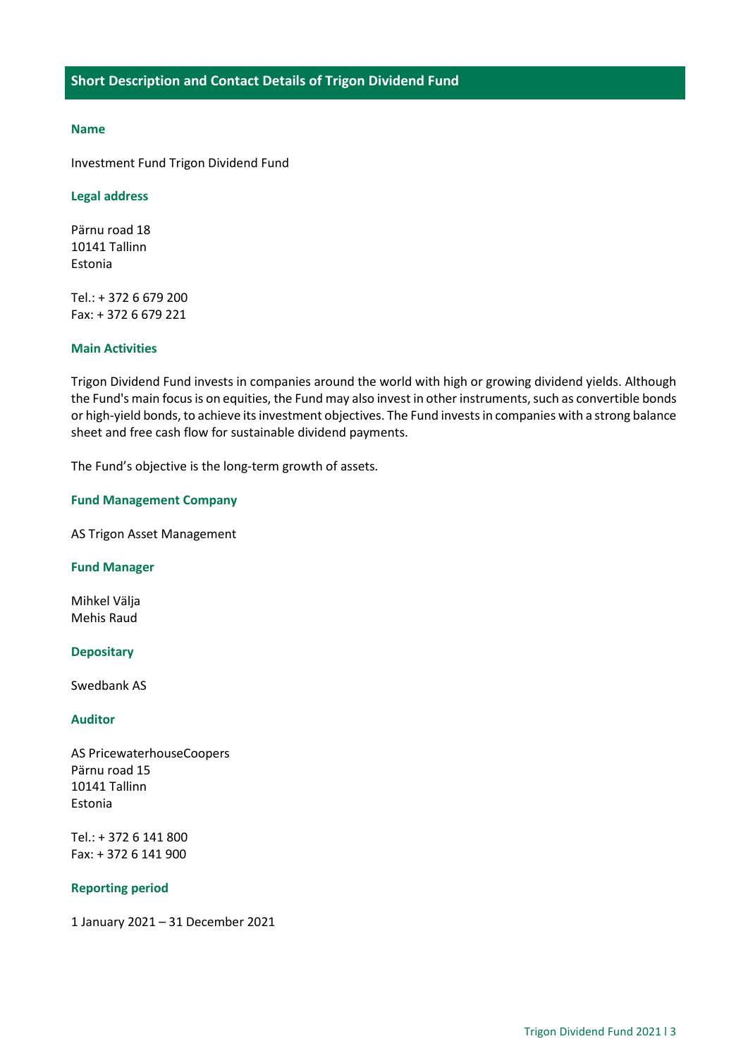## Short Description and Contact Details of Trigon Dividend Fund

### Name

Investment Fund Trigon Dividend Fund

### Legal address

Pärnu road 18
10141 Tallinn
Estonia

Tel.: + 372 6 679 200
Fax: + 372 6 679 221

### Main Activities

Trigon Dividend Fund invests in companies around the world with high or growing dividend yields. Although the Fund's main focus is on equities, the Fund may also invest in other instruments, such as convertible bonds or high-yield bonds, to achieve its investment objectives. The Fund invests in companies with a strong balance sheet and free cash flow for sustainable dividend payments.

The Fund's objective is the long-term growth of assets.

### Fund Management Company

AS Trigon Asset Management

### Fund Manager

Mihkel Välja
Mehis Raud

### Depositary

Swedbank AS

### Auditor

AS PricewaterhouseCoopers
Pärnu road 15
10141 Tallinn
Estonia

Tel.: + 372 6 141 800
Fax: + 372 6 141 900

### Reporting period

1 January 2021 – 31 December 2021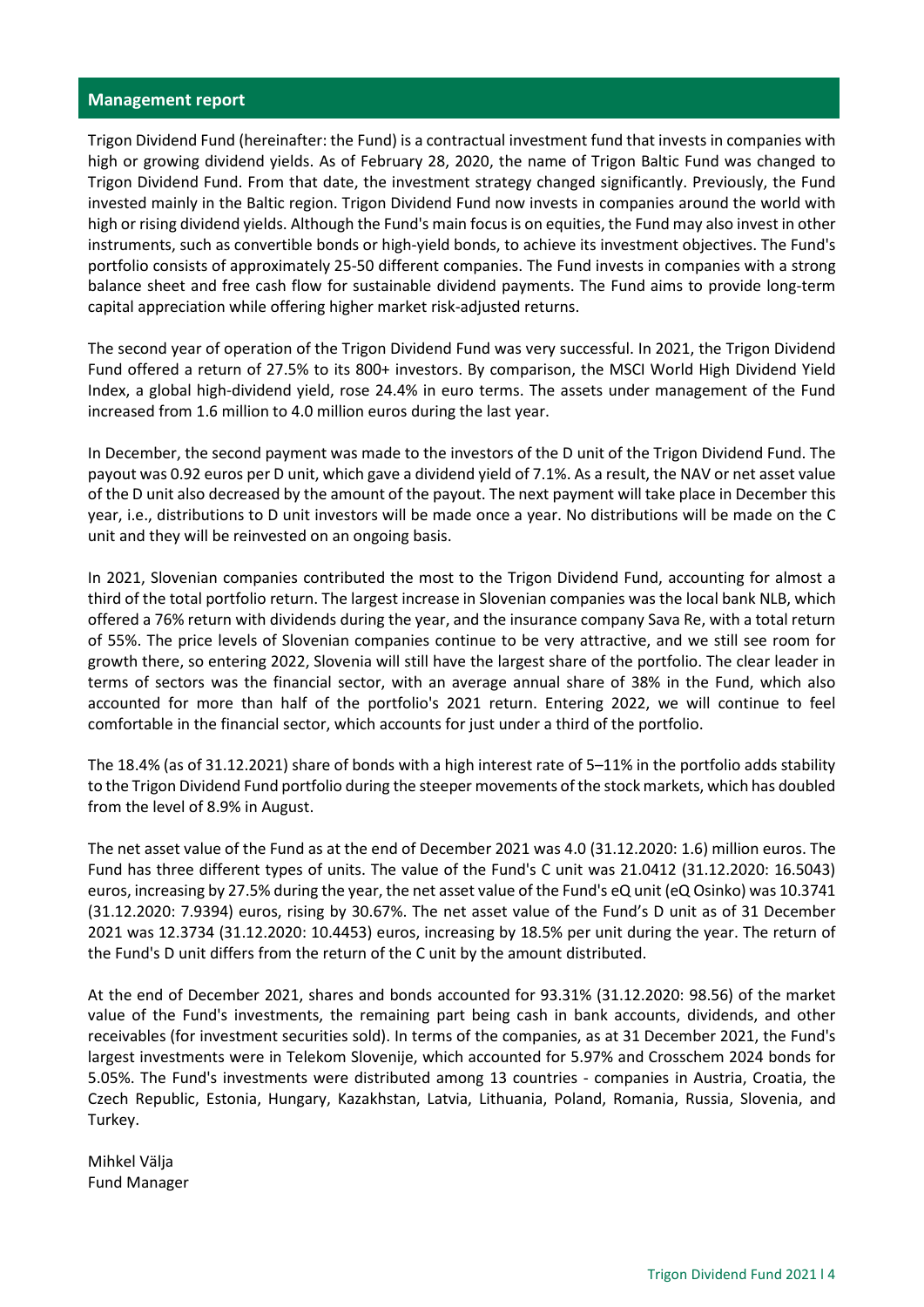## Management report

Trigon Dividend Fund (hereinafter: the Fund) is a contractual investment fund that invests in companies with high or growing dividend yields. As of February 28, 2020, the name of Trigon Baltic Fund was changed to Trigon Dividend Fund. From that date, the investment strategy changed significantly. Previously, the Fund invested mainly in the Baltic region. Trigon Dividend Fund now invests in companies around the world with high or rising dividend yields. Although the Fund's main focus is on equities, the Fund may also invest in other instruments, such as convertible bonds or high-yield bonds, to achieve its investment objectives. The Fund's portfolio consists of approximately 25-50 different companies. The Fund invests in companies with a strong balance sheet and free cash flow for sustainable dividend payments. The Fund aims to provide long-term capital appreciation while offering higher market risk-adjusted returns.

The second year of operation of the Trigon Dividend Fund was very successful. In 2021, the Trigon Dividend Fund offered a return of 27.5% to its 800+ investors. By comparison, the MSCI World High Dividend Yield Index, a global high-dividend yield, rose 24.4% in euro terms. The assets under management of the Fund increased from 1.6 million to 4.0 million euros during the last year.

In December, the second payment was made to the investors of the D unit of the Trigon Dividend Fund. The payout was 0.92 euros per D unit, which gave a dividend yield of 7.1%. As a result, the NAV or net asset value of the D unit also decreased by the amount of the payout. The next payment will take place in December this year, i.e., distributions to D unit investors will be made once a year. No distributions will be made on the C unit and they will be reinvested on an ongoing basis.

In 2021, Slovenian companies contributed the most to the Trigon Dividend Fund, accounting for almost a third of the total portfolio return. The largest increase in Slovenian companies was the local bank NLB, which offered a 76% return with dividends during the year, and the insurance company Sava Re, with a total return of 55%. The price levels of Slovenian companies continue to be very attractive, and we still see room for growth there, so entering 2022, Slovenia will still have the largest share of the portfolio. The clear leader in terms of sectors was the financial sector, with an average annual share of 38% in the Fund, which also accounted for more than half of the portfolio's 2021 return. Entering 2022, we will continue to feel comfortable in the financial sector, which accounts for just under a third of the portfolio.

The 18.4% (as of 31.12.2021) share of bonds with a high interest rate of 5–11% in the portfolio adds stability to the Trigon Dividend Fund portfolio during the steeper movements of the stock markets, which has doubled from the level of 8.9% in August.

The net asset value of the Fund as at the end of December 2021 was 4.0 (31.12.2020: 1.6) million euros. The Fund has three different types of units. The value of the Fund's C unit was 21.0412 (31.12.2020: 16.5043) euros, increasing by 27.5% during the year, the net asset value of the Fund's eQ unit (eQ Osinko) was 10.3741 (31.12.2020: 7.9394) euros, rising by 30.67%. The net asset value of the Fund's D unit as of 31 December 2021 was 12.3734 (31.12.2020: 10.4453) euros, increasing by 18.5% per unit during the year. The return of the Fund's D unit differs from the return of the C unit by the amount distributed.

At the end of December 2021, shares and bonds accounted for 93.31% (31.12.2020: 98.56) of the market value of the Fund's investments, the remaining part being cash in bank accounts, dividends, and other receivables (for investment securities sold). In terms of the companies, as at 31 December 2021, the Fund's largest investments were in Telekom Slovenije, which accounted for 5.97% and Crosschem 2024 bonds for 5.05%. The Fund's investments were distributed among 13 countries - companies in Austria, Croatia, the Czech Republic, Estonia, Hungary, Kazakhstan, Latvia, Lithuania, Poland, Romania, Russia, Slovenia, and Turkey.

Mihkel Välja
Fund Manager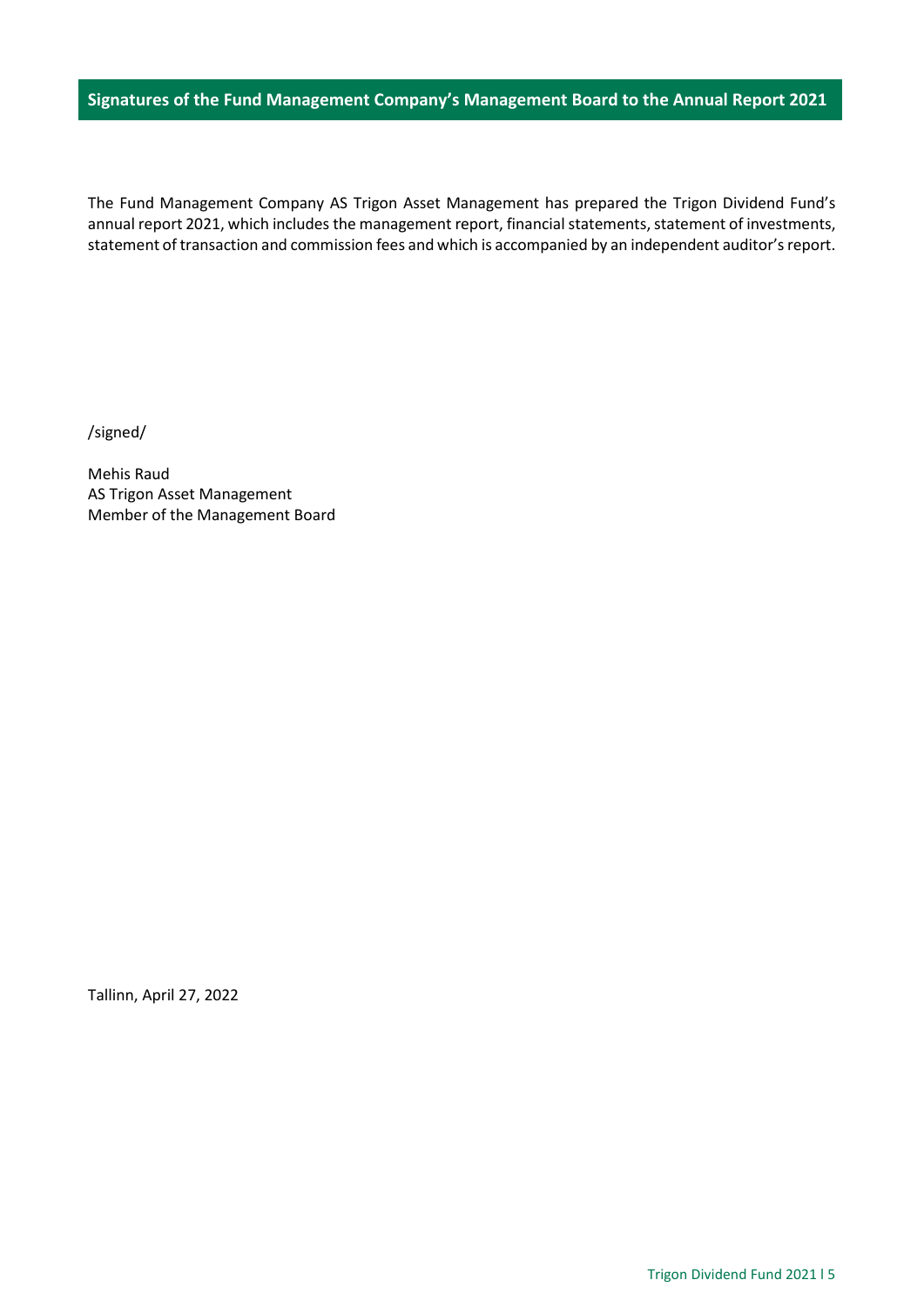## Signatures of the Fund Management Company's Management Board to the Annual Report 2021

The Fund Management Company AS Trigon Asset Management has prepared the Trigon Dividend Fund's annual report 2021, which includes the management report, financial statements, statement of investments, statement of transaction and commission fees and which is accompanied by an independent auditor's report.

/signed/

Mehis Raud
AS Trigon Asset Management
Member of the Management Board

Tallinn, April 27, 2022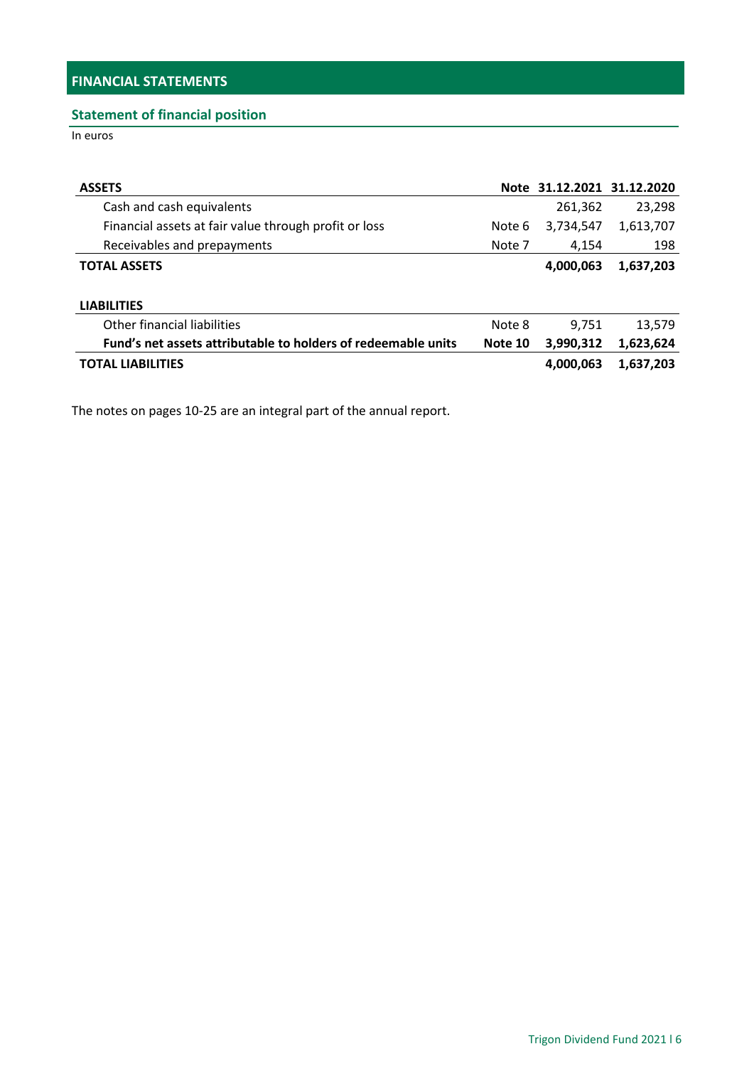# FINANCIAL STATEMENTS

## Statement of financial position

In euros

| ASSETS | Note | 31.12.2021 | 31.12.2020 |
|---|---|---|---|
| Cash and cash equivalents | | 261,362 | 23,298 |
| Financial assets at fair value through profit or loss | Note 6 | 3,734,547 | 1,613,707 |
| Receivables and prepayments | Note 7 | 4,154 | 198 |
| **TOTAL ASSETS** | | **4,000,063** | **1,637,203** |

| LIABILITIES | Note | 31.12.2021 | 31.12.2020 |
|---|---|---|---|
| Other financial liabilities | Note 8 | 9,751 | 13,579 |
| **Fund's net assets attributable to holders of redeemable units** | **Note 10** | **3,990,312** | **1,623,624** |
| **TOTAL LIABILITIES** | | **4,000,063** | **1,637,203** |

The notes on pages 10-25 are an integral part of the annual report.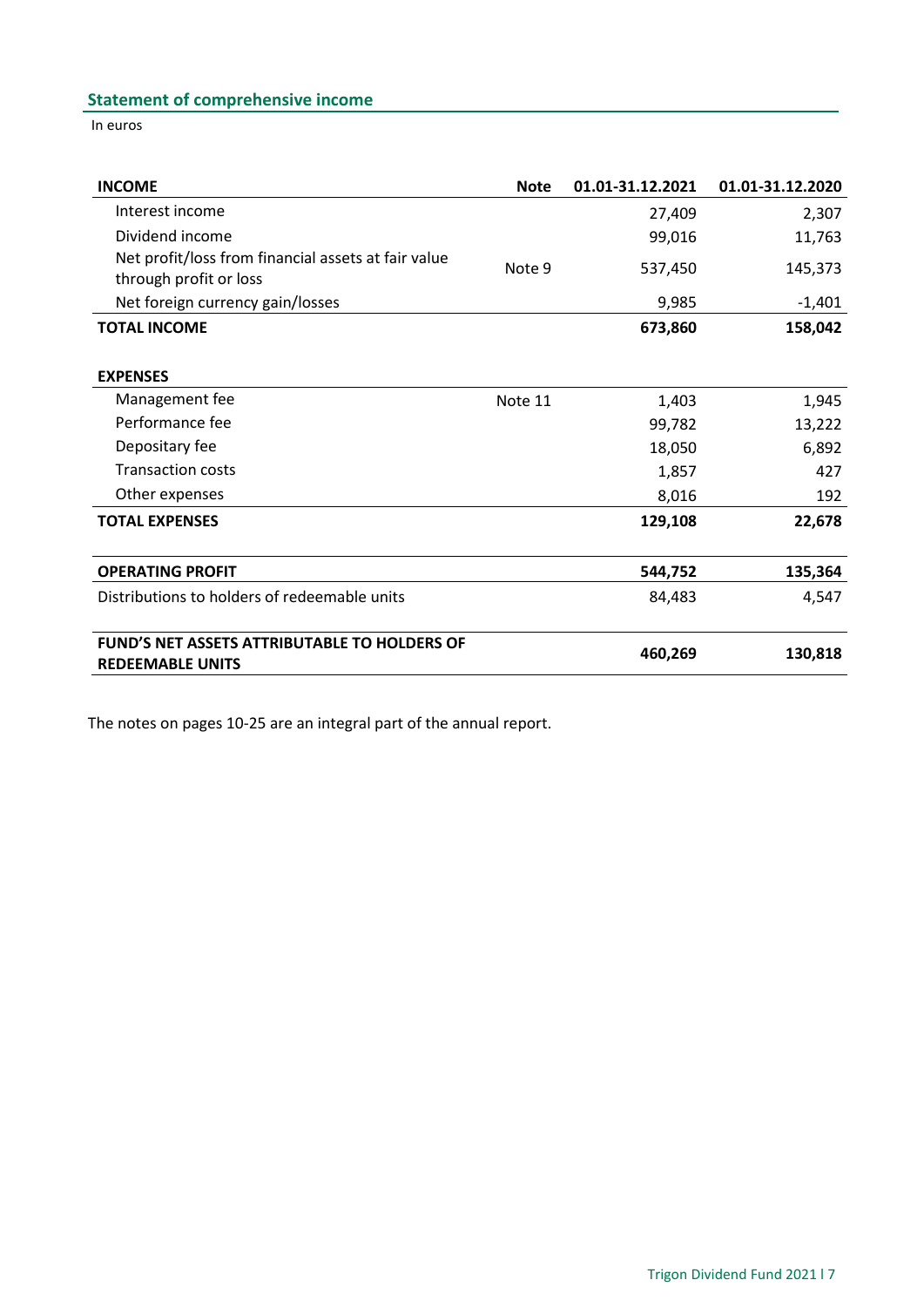## Statement of comprehensive income

In euros

| INCOME | Note | 01.01-31.12.2021 | 01.01-31.12.2020 |
|---|---|---|---|
| Interest income | | 27,409 | 2,307 |
| Dividend income | | 99,016 | 11,763 |
| Net profit/loss from financial assets at fair value through profit or loss | Note 9 | 537,450 | 145,373 |
| Net foreign currency gain/losses | | 9,985 | -1,401 |
| **TOTAL INCOME** | | **673,860** | **158,042** |
| | | | |
| **EXPENSES** | | | |
| Management fee | Note 11 | 1,403 | 1,945 |
| Performance fee | | 99,782 | 13,222 |
| Depositary fee | | 18,050 | 6,892 |
| Transaction costs | | 1,857 | 427 |
| Other expenses | | 8,016 | 192 |
| **TOTAL EXPENSES** | | **129,108** | **22,678** |
| | | | |
| **OPERATING PROFIT** | | **544,752** | **135,364** |
| Distributions to holders of redeemable units | | 84,483 | 4,547 |
| | | | |
| **FUND'S NET ASSETS ATTRIBUTABLE TO HOLDERS OF REDEEMABLE UNITS** | | **460,269** | **130,818** |

The notes on pages 10-25 are an integral part of the annual report.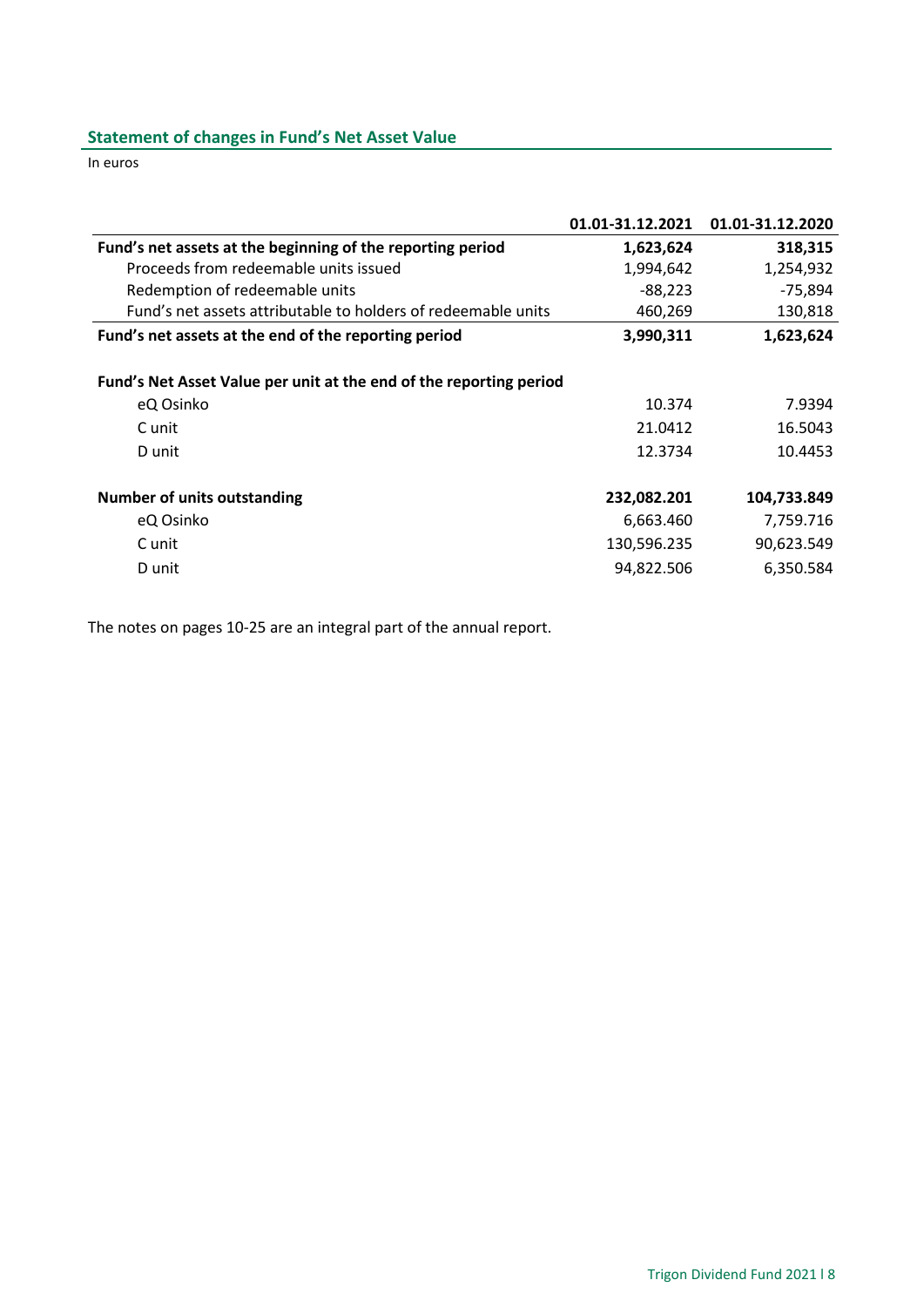## Statement of changes in Fund's Net Asset Value

In euros

| | 01.01-31.12.2021 | 01.01-31.12.2020 |
|---|---|---|
| **Fund's net assets at the beginning of the reporting period** | **1,623,624** | **318,315** |
| Proceeds from redeemable units issued | 1,994,642 | 1,254,932 |
| Redemption of redeemable units | -88,223 | -75,894 |
| Fund's net assets attributable to holders of redeemable units | 460,269 | 130,818 |
| **Fund's net assets at the end of the reporting period** | **3,990,311** | **1,623,624** |
| | | |
| **Fund's Net Asset Value per unit at the end of the reporting period** | | |
| eQ Osinko | 10.374 | 7.9394 |
| C unit | 21.0412 | 16.5043 |
| D unit | 12.3734 | 10.4453 |
| | | |
| **Number of units outstanding** | **232,082.201** | **104,733.849** |
| eQ Osinko | 6,663.460 | 7,759.716 |
| C unit | 130,596.235 | 90,623.549 |
| D unit | 94,822.506 | 6,350.584 |

The notes on pages 10-25 are an integral part of the annual report.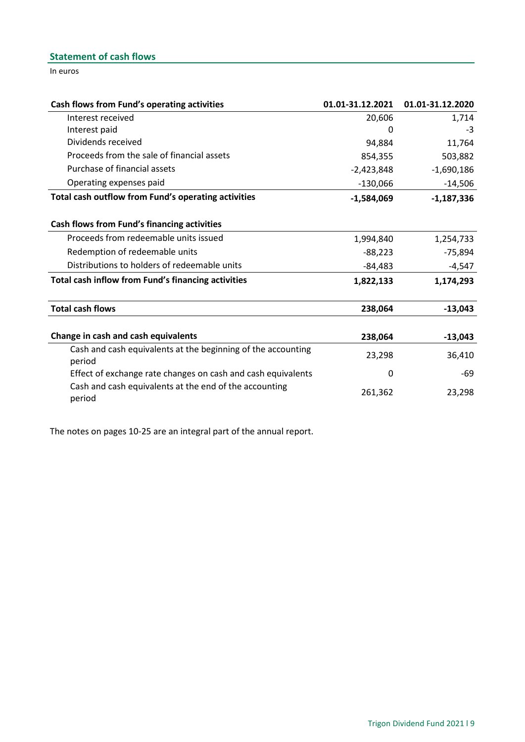## Statement of cash flows

In euros

| Cash flows from Fund's operating activities | 01.01-31.12.2021 | 01.01-31.12.2020 |
|---|---|---|
| Interest received | 20,606 | 1,714 |
| Interest paid | 0 | -3 |
| Dividends received | 94,884 | 11,764 |
| Proceeds from the sale of financial assets | 854,355 | 503,882 |
| Purchase of financial assets | -2,423,848 | -1,690,186 |
| Operating expenses paid | -130,066 | -14,506 |
| **Total cash outflow from Fund's operating activities** | **-1,584,069** | **-1,187,336** |
| | | |
| **Cash flows from Fund's financing activities** | | |
| Proceeds from redeemable units issued | 1,994,840 | 1,254,733 |
| Redemption of redeemable units | -88,223 | -75,894 |
| Distributions to holders of redeemable units | -84,483 | -4,547 |
| **Total cash inflow from Fund's financing activities** | **1,822,133** | **1,174,293** |
| | | |
| **Total cash flows** | **238,064** | **-13,043** |
| | | |
| **Change in cash and cash equivalents** | **238,064** | **-13,043** |
| Cash and cash equivalents at the beginning of the accounting period | 23,298 | 36,410 |
| Effect of exchange rate changes on cash and cash equivalents | 0 | -69 |
| Cash and cash equivalents at the end of the accounting period | 261,362 | 23,298 |

The notes on pages 10-25 are an integral part of the annual report.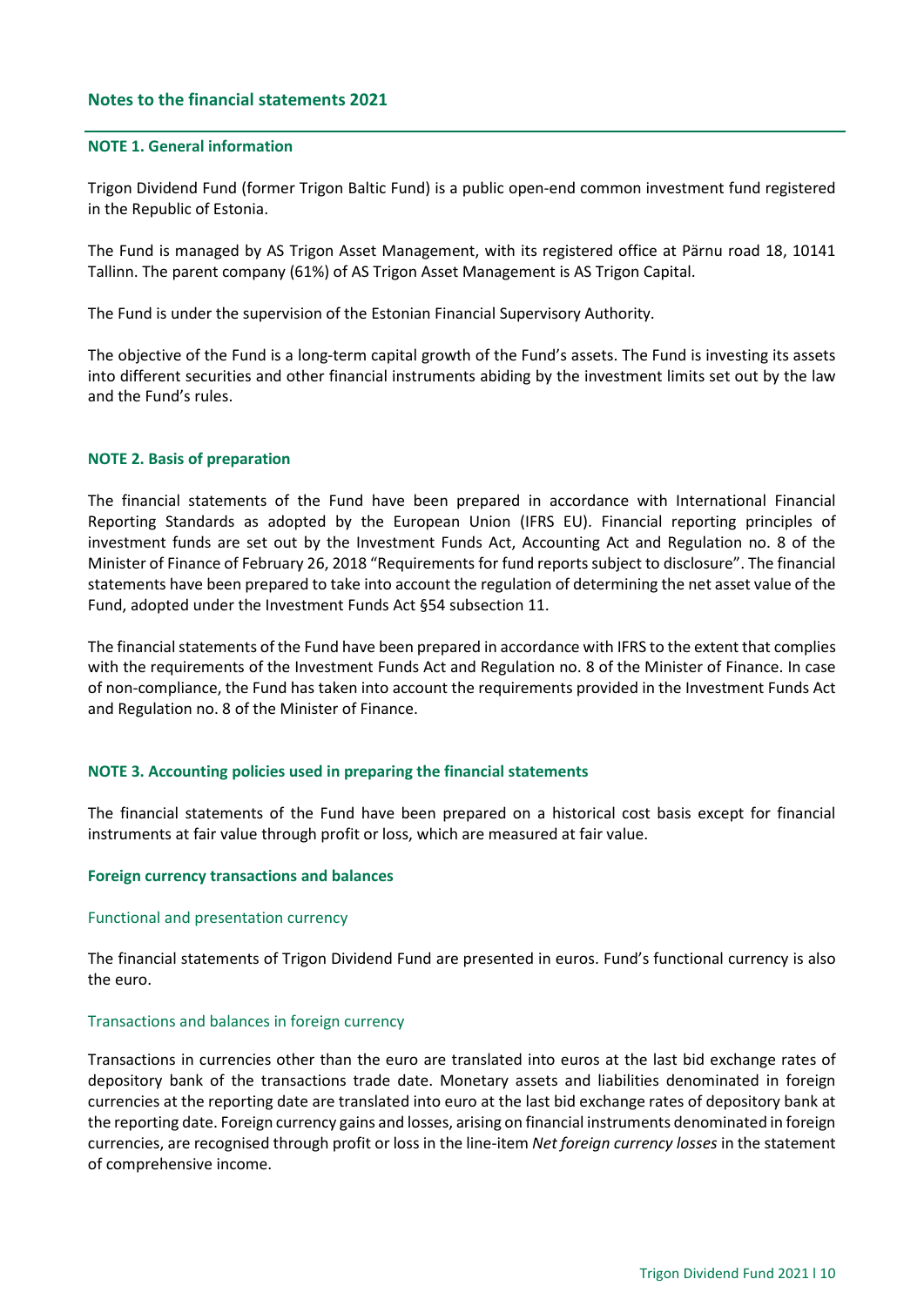## Notes to the financial statements 2021

### NOTE 1. General information

Trigon Dividend Fund (former Trigon Baltic Fund) is a public open-end common investment fund registered in the Republic of Estonia.

The Fund is managed by AS Trigon Asset Management, with its registered office at Pärnu road 18, 10141 Tallinn. The parent company (61%) of AS Trigon Asset Management is AS Trigon Capital.

The Fund is under the supervision of the Estonian Financial Supervisory Authority.

The objective of the Fund is a long-term capital growth of the Fund's assets. The Fund is investing its assets into different securities and other financial instruments abiding by the investment limits set out by the law and the Fund's rules.

### NOTE 2. Basis of preparation

The financial statements of the Fund have been prepared in accordance with International Financial Reporting Standards as adopted by the European Union (IFRS EU). Financial reporting principles of investment funds are set out by the Investment Funds Act, Accounting Act and Regulation no. 8 of the Minister of Finance of February 26, 2018 "Requirements for fund reports subject to disclosure". The financial statements have been prepared to take into account the regulation of determining the net asset value of the Fund, adopted under the Investment Funds Act §54 subsection 11.

The financial statements of the Fund have been prepared in accordance with IFRS to the extent that complies with the requirements of the Investment Funds Act and Regulation no. 8 of the Minister of Finance. In case of non-compliance, the Fund has taken into account the requirements provided in the Investment Funds Act and Regulation no. 8 of the Minister of Finance.

### NOTE 3. Accounting policies used in preparing the financial statements

The financial statements of the Fund have been prepared on a historical cost basis except for financial instruments at fair value through profit or loss, which are measured at fair value.

#### Foreign currency transactions and balances

##### Functional and presentation currency

The financial statements of Trigon Dividend Fund are presented in euros. Fund's functional currency is also the euro.

##### Transactions and balances in foreign currency

Transactions in currencies other than the euro are translated into euros at the last bid exchange rates of depository bank of the transactions trade date. Monetary assets and liabilities denominated in foreign currencies at the reporting date are translated into euro at the last bid exchange rates of depository bank at the reporting date. Foreign currency gains and losses, arising on financial instruments denominated in foreign currencies, are recognised through profit or loss in the line-item *Net foreign currency losses* in the statement of comprehensive income.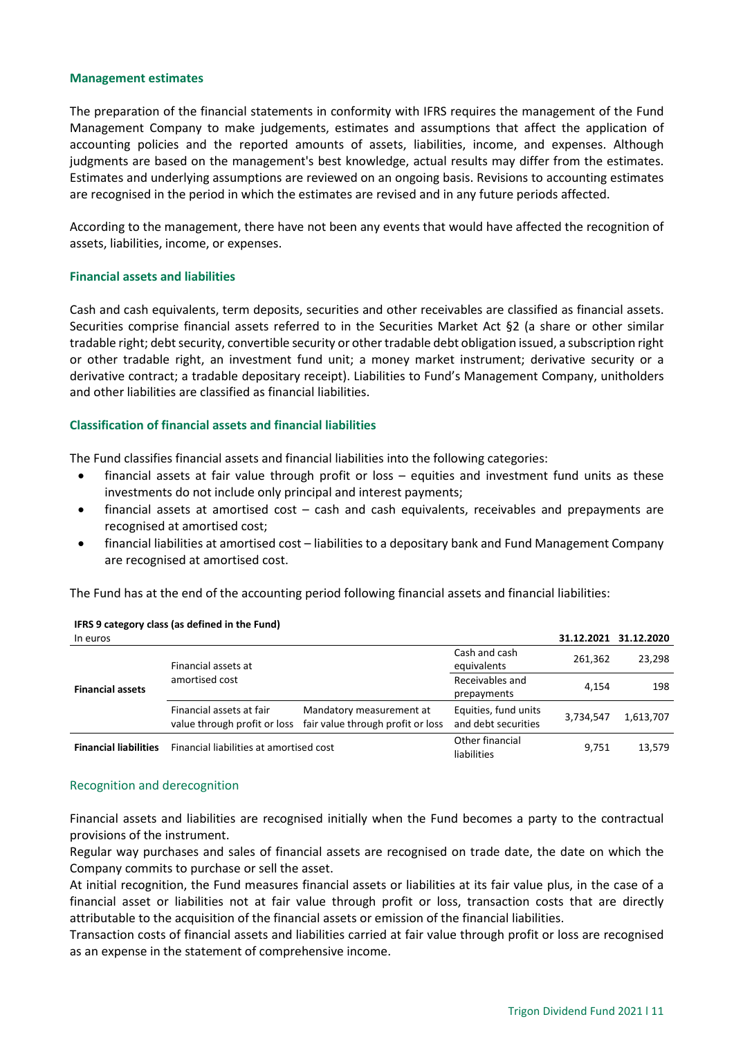### Management estimates

The preparation of the financial statements in conformity with IFRS requires the management of the Fund Management Company to make judgements, estimates and assumptions that affect the application of accounting policies and the reported amounts of assets, liabilities, income, and expenses. Although judgments are based on the management's best knowledge, actual results may differ from the estimates. Estimates and underlying assumptions are reviewed on an ongoing basis. Revisions to accounting estimates are recognised in the period in which the estimates are revised and in any future periods affected.

According to the management, there have not been any events that would have affected the recognition of assets, liabilities, income, or expenses.

### Financial assets and liabilities

Cash and cash equivalents, term deposits, securities and other receivables are classified as financial assets. Securities comprise financial assets referred to in the Securities Market Act §2 (a share or other similar tradable right; debt security, convertible security or other tradable debt obligation issued, a subscription right or other tradable right, an investment fund unit; a money market instrument; derivative security or a derivative contract; a tradable depositary receipt). Liabilities to Fund's Management Company, unitholders and other liabilities are classified as financial liabilities.

### Classification of financial assets and financial liabilities

The Fund classifies financial assets and financial liabilities into the following categories:

- financial assets at fair value through profit or loss – equities and investment fund units as these investments do not include only principal and interest payments;
- financial assets at amortised cost – cash and cash equivalents, receivables and prepayments are recognised at amortised cost;
- financial liabilities at amortised cost – liabilities to a depositary bank and Fund Management Company are recognised at amortised cost.

The Fund has at the end of the accounting period following financial assets and financial liabilities:

**IFRS 9 category class (as defined in the Fund)**

| In euros | | | | **31.12.2021** | **31.12.2020** |
|---|---|---|---|---|---|
| **Financial assets** | Financial assets at amortised cost | | Cash and cash equivalents | 261,362 | 23,298 |
| | | | Receivables and prepayments | 4,154 | 198 |
| | Financial assets at fair value through profit or loss | Mandatory measurement at fair value through profit or loss | Equities, fund units and debt securities | 3,734,547 | 1,613,707 |
| **Financial liabilities** | Financial liabilities at amortised cost | | Other financial liabilities | 9,751 | 13,579 |

### Recognition and derecognition

Financial assets and liabilities are recognised initially when the Fund becomes a party to the contractual provisions of the instrument.

Regular way purchases and sales of financial assets are recognised on trade date, the date on which the Company commits to purchase or sell the asset.

At initial recognition, the Fund measures financial assets or liabilities at its fair value plus, in the case of a financial asset or liabilities not at fair value through profit or loss, transaction costs that are directly attributable to the acquisition of the financial assets or emission of the financial liabilities.

Transaction costs of financial assets and liabilities carried at fair value through profit or loss are recognised as an expense in the statement of comprehensive income.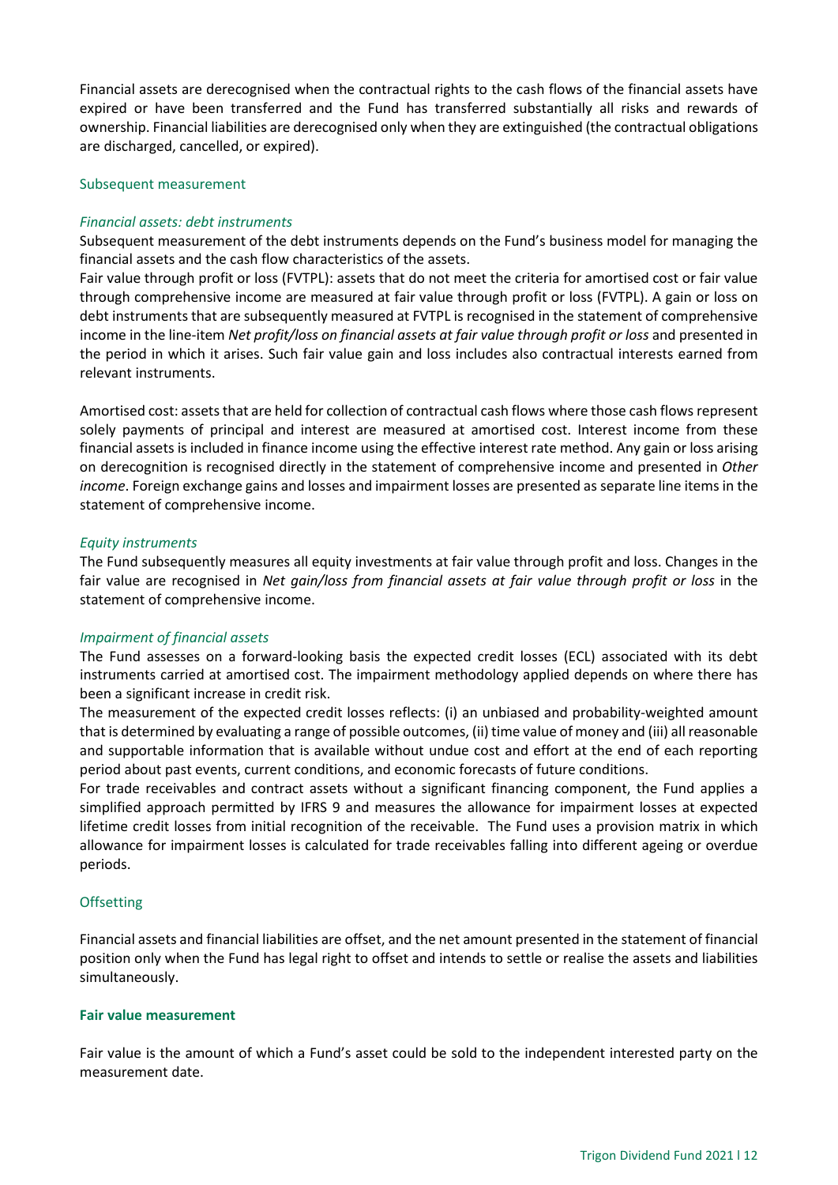Financial assets are derecognised when the contractual rights to the cash flows of the financial assets have expired or have been transferred and the Fund has transferred substantially all risks and rewards of ownership. Financial liabilities are derecognised only when they are extinguished (the contractual obligations are discharged, cancelled, or expired).

### Subsequent measurement

*Financial assets: debt instruments*

Subsequent measurement of the debt instruments depends on the Fund's business model for managing the financial assets and the cash flow characteristics of the assets.

Fair value through profit or loss (FVTPL): assets that do not meet the criteria for amortised cost or fair value through comprehensive income are measured at fair value through profit or loss (FVTPL). A gain or loss on debt instruments that are subsequently measured at FVTPL is recognised in the statement of comprehensive income in the line-item *Net profit/loss on financial assets at fair value through profit or loss* and presented in the period in which it arises. Such fair value gain and loss includes also contractual interests earned from relevant instruments.

Amortised cost: assets that are held for collection of contractual cash flows where those cash flows represent solely payments of principal and interest are measured at amortised cost. Interest income from these financial assets is included in finance income using the effective interest rate method. Any gain or loss arising on derecognition is recognised directly in the statement of comprehensive income and presented in *Other income*. Foreign exchange gains and losses and impairment losses are presented as separate line items in the statement of comprehensive income.

*Equity instruments*

The Fund subsequently measures all equity investments at fair value through profit and loss. Changes in the fair value are recognised in *Net gain/loss from financial assets at fair value through profit or loss* in the statement of comprehensive income.

*Impairment of financial assets*

The Fund assesses on a forward-looking basis the expected credit losses (ECL) associated with its debt instruments carried at amortised cost. The impairment methodology applied depends on where there has been a significant increase in credit risk.

The measurement of the expected credit losses reflects: (i) an unbiased and probability-weighted amount that is determined by evaluating a range of possible outcomes, (ii) time value of money and (iii) all reasonable and supportable information that is available without undue cost and effort at the end of each reporting period about past events, current conditions, and economic forecasts of future conditions.

For trade receivables and contract assets without a significant financing component, the Fund applies a simplified approach permitted by IFRS 9 and measures the allowance for impairment losses at expected lifetime credit losses from initial recognition of the receivable. The Fund uses a provision matrix in which allowance for impairment losses is calculated for trade receivables falling into different ageing or overdue periods.

### Offsetting

Financial assets and financial liabilities are offset, and the net amount presented in the statement of financial position only when the Fund has legal right to offset and intends to settle or realise the assets and liabilities simultaneously.

**Fair value measurement**

Fair value is the amount of which a Fund's asset could be sold to the independent interested party on the measurement date.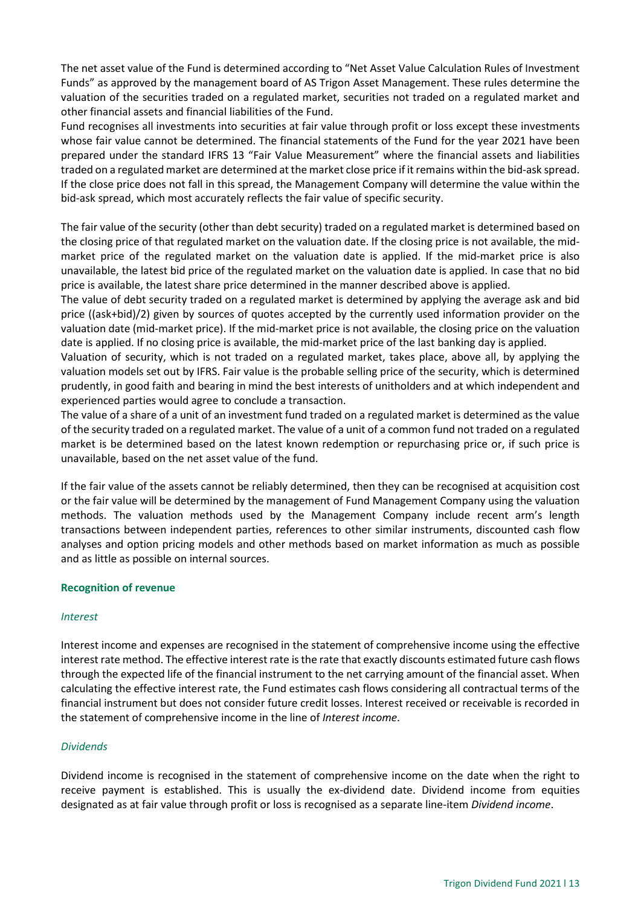The net asset value of the Fund is determined according to "Net Asset Value Calculation Rules of Investment Funds" as approved by the management board of AS Trigon Asset Management. These rules determine the valuation of the securities traded on a regulated market, securities not traded on a regulated market and other financial assets and financial liabilities of the Fund.

Fund recognises all investments into securities at fair value through profit or loss except these investments whose fair value cannot be determined. The financial statements of the Fund for the year 2021 have been prepared under the standard IFRS 13 "Fair Value Measurement" where the financial assets and liabilities traded on a regulated market are determined at the market close price if it remains within the bid-ask spread. If the close price does not fall in this spread, the Management Company will determine the value within the bid-ask spread, which most accurately reflects the fair value of specific security.

The fair value of the security (other than debt security) traded on a regulated market is determined based on the closing price of that regulated market on the valuation date. If the closing price is not available, the mid-market price of the regulated market on the valuation date is applied. If the mid-market price is also unavailable, the latest bid price of the regulated market on the valuation date is applied. In case that no bid price is available, the latest share price determined in the manner described above is applied.

The value of debt security traded on a regulated market is determined by applying the average ask and bid price ((ask+bid)/2) given by sources of quotes accepted by the currently used information provider on the valuation date (mid-market price). If the mid-market price is not available, the closing price on the valuation date is applied. If no closing price is available, the mid-market price of the last banking day is applied.

Valuation of security, which is not traded on a regulated market, takes place, above all, by applying the valuation models set out by IFRS. Fair value is the probable selling price of the security, which is determined prudently, in good faith and bearing in mind the best interests of unitholders and at which independent and experienced parties would agree to conclude a transaction.

The value of a share of a unit of an investment fund traded on a regulated market is determined as the value of the security traded on a regulated market. The value of a unit of a common fund not traded on a regulated market is be determined based on the latest known redemption or repurchasing price or, if such price is unavailable, based on the net asset value of the fund.

If the fair value of the assets cannot be reliably determined, then they can be recognised at acquisition cost or the fair value will be determined by the management of Fund Management Company using the valuation methods. The valuation methods used by the Management Company include recent arm's length transactions between independent parties, references to other similar instruments, discounted cash flow analyses and option pricing models and other methods based on market information as much as possible and as little as possible on internal sources.

### Recognition of revenue

#### *Interest*

Interest income and expenses are recognised in the statement of comprehensive income using the effective interest rate method. The effective interest rate is the rate that exactly discounts estimated future cash flows through the expected life of the financial instrument to the net carrying amount of the financial asset. When calculating the effective interest rate, the Fund estimates cash flows considering all contractual terms of the financial instrument but does not consider future credit losses. Interest received or receivable is recorded in the statement of comprehensive income in the line of *Interest income*.

#### *Dividends*

Dividend income is recognised in the statement of comprehensive income on the date when the right to receive payment is established. This is usually the ex-dividend date. Dividend income from equities designated as at fair value through profit or loss is recognised as a separate line-item *Dividend income*.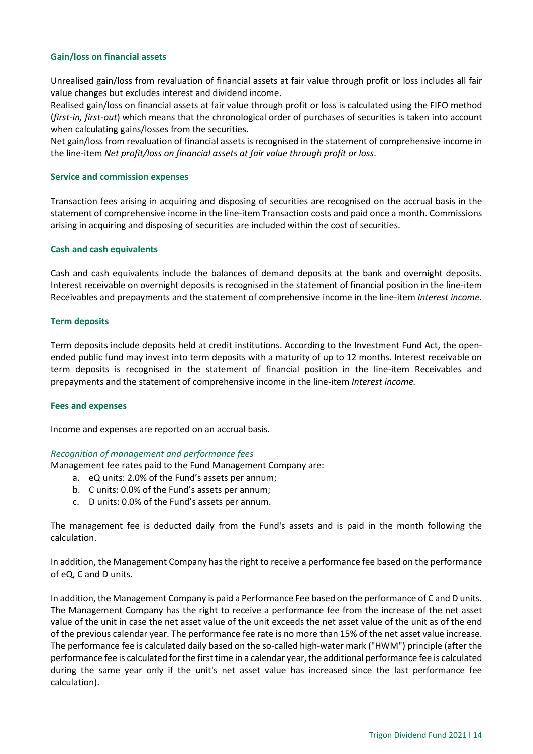### Gain/loss on financial assets

Unrealised gain/loss from revaluation of financial assets at fair value through profit or loss includes all fair value changes but excludes interest and dividend income.

Realised gain/loss on financial assets at fair value through profit or loss is calculated using the FIFO method (*first-in, first-out*) which means that the chronological order of purchases of securities is taken into account when calculating gains/losses from the securities.

Net gain/loss from revaluation of financial assets is recognised in the statement of comprehensive income in the line-item *Net profit/loss on financial assets at fair value through profit or loss*.

### Service and commission expenses

Transaction fees arising in acquiring and disposing of securities are recognised on the accrual basis in the statement of comprehensive income in the line-item Transaction costs and paid once a month. Commissions arising in acquiring and disposing of securities are included within the cost of securities.

### Cash and cash equivalents

Cash and cash equivalents include the balances of demand deposits at the bank and overnight deposits. Interest receivable on overnight deposits is recognised in the statement of financial position in the line-item Receivables and prepayments and the statement of comprehensive income in the line-item *Interest income.*

### Term deposits

Term deposits include deposits held at credit institutions. According to the Investment Fund Act, the open-ended public fund may invest into term deposits with a maturity of up to 12 months. Interest receivable on term deposits is recognised in the statement of financial position in the line-item Receivables and prepayments and the statement of comprehensive income in the line-item *Interest income.*

### Fees and expenses

Income and expenses are reported on an accrual basis.

*Recognition of management and performance fees*

Management fee rates paid to the Fund Management Company are:

a. eQ units: 2.0% of the Fund's assets per annum;
b. C units: 0.0% of the Fund's assets per annum;
c. D units: 0.0% of the Fund's assets per annum.

The management fee is deducted daily from the Fund's assets and is paid in the month following the calculation.

In addition, the Management Company has the right to receive a performance fee based on the performance of eQ, C and D units.

In addition, the Management Company is paid a Performance Fee based on the performance of C and D units. The Management Company has the right to receive a performance fee from the increase of the net asset value of the unit in case the net asset value of the unit exceeds the net asset value of the unit as of the end of the previous calendar year. The performance fee rate is no more than 15% of the net asset value increase. The performance fee is calculated daily based on the so-called high-water mark ("HWM") principle (after the performance fee is calculated for the first time in a calendar year, the additional performance fee is calculated during the same year only if the unit's net asset value has increased since the last performance fee calculation).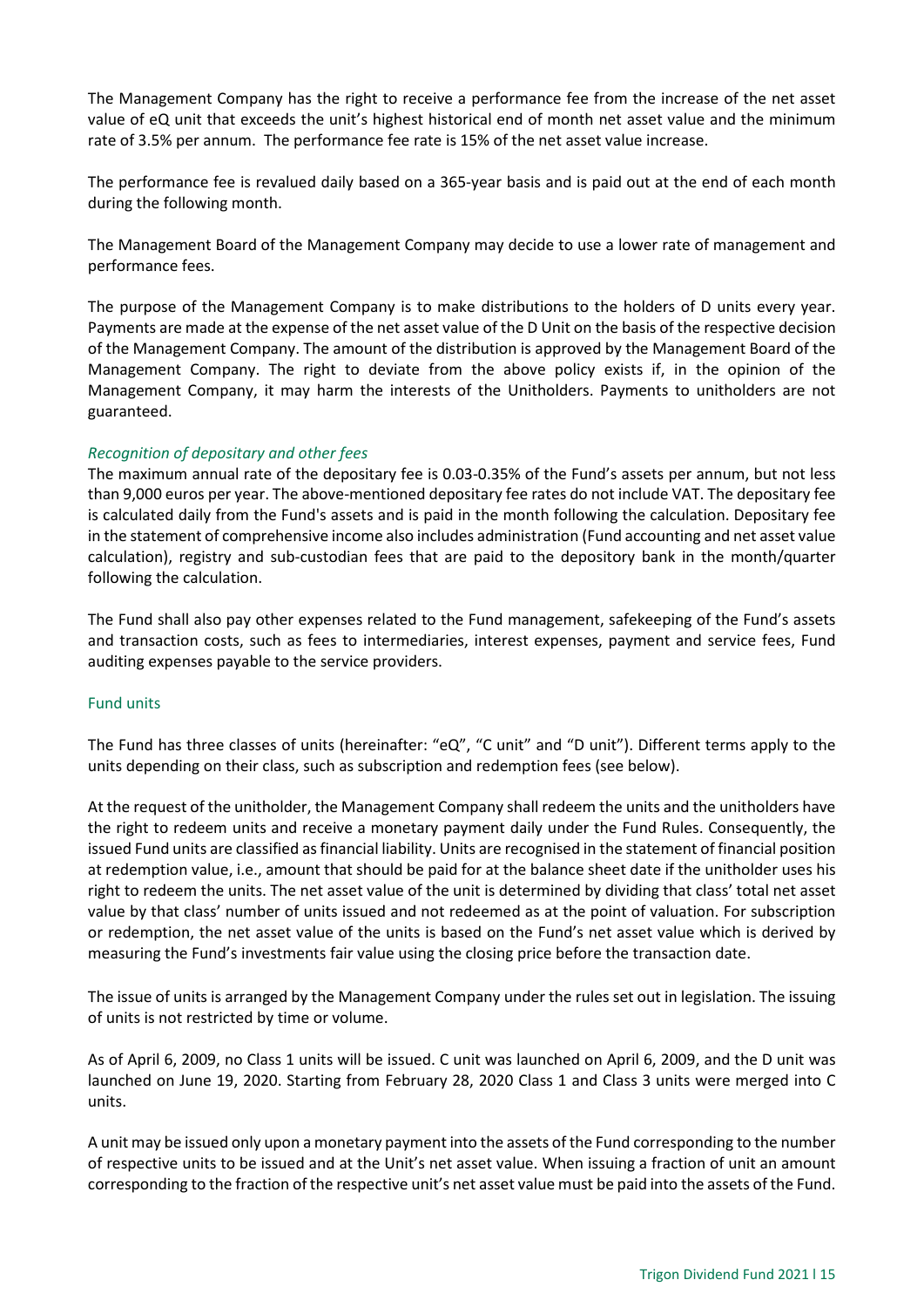The Management Company has the right to receive a performance fee from the increase of the net asset value of eQ unit that exceeds the unit's highest historical end of month net asset value and the minimum rate of 3.5% per annum. The performance fee rate is 15% of the net asset value increase.

The performance fee is revalued daily based on a 365-year basis and is paid out at the end of each month during the following month.

The Management Board of the Management Company may decide to use a lower rate of management and performance fees.

The purpose of the Management Company is to make distributions to the holders of D units every year. Payments are made at the expense of the net asset value of the D Unit on the basis of the respective decision of the Management Company. The amount of the distribution is approved by the Management Board of the Management Company. The right to deviate from the above policy exists if, in the opinion of the Management Company, it may harm the interests of the Unitholders. Payments to unitholders are not guaranteed.

*Recognition of depositary and other fees*

The maximum annual rate of the depositary fee is 0.03-0.35% of the Fund's assets per annum, but not less than 9,000 euros per year. The above-mentioned depositary fee rates do not include VAT. The depositary fee is calculated daily from the Fund's assets and is paid in the month following the calculation. Depositary fee in the statement of comprehensive income also includes administration (Fund accounting and net asset value calculation), registry and sub-custodian fees that are paid to the depository bank in the month/quarter following the calculation.

The Fund shall also pay other expenses related to the Fund management, safekeeping of the Fund's assets and transaction costs, such as fees to intermediaries, interest expenses, payment and service fees, Fund auditing expenses payable to the service providers.

### Fund units

The Fund has three classes of units (hereinafter: "eQ", "C unit" and "D unit"). Different terms apply to the units depending on their class, such as subscription and redemption fees (see below).

At the request of the unitholder, the Management Company shall redeem the units and the unitholders have the right to redeem units and receive a monetary payment daily under the Fund Rules. Consequently, the issued Fund units are classified as financial liability. Units are recognised in the statement of financial position at redemption value, i.e., amount that should be paid for at the balance sheet date if the unitholder uses his right to redeem the units. The net asset value of the unit is determined by dividing that class' total net asset value by that class' number of units issued and not redeemed as at the point of valuation. For subscription or redemption, the net asset value of the units is based on the Fund's net asset value which is derived by measuring the Fund's investments fair value using the closing price before the transaction date.

The issue of units is arranged by the Management Company under the rules set out in legislation. The issuing of units is not restricted by time or volume.

As of April 6, 2009, no Class 1 units will be issued. C unit was launched on April 6, 2009, and the D unit was launched on June 19, 2020. Starting from February 28, 2020 Class 1 and Class 3 units were merged into C units.

A unit may be issued only upon a monetary payment into the assets of the Fund corresponding to the number of respective units to be issued and at the Unit's net asset value. When issuing a fraction of unit an amount corresponding to the fraction of the respective unit's net asset value must be paid into the assets of the Fund.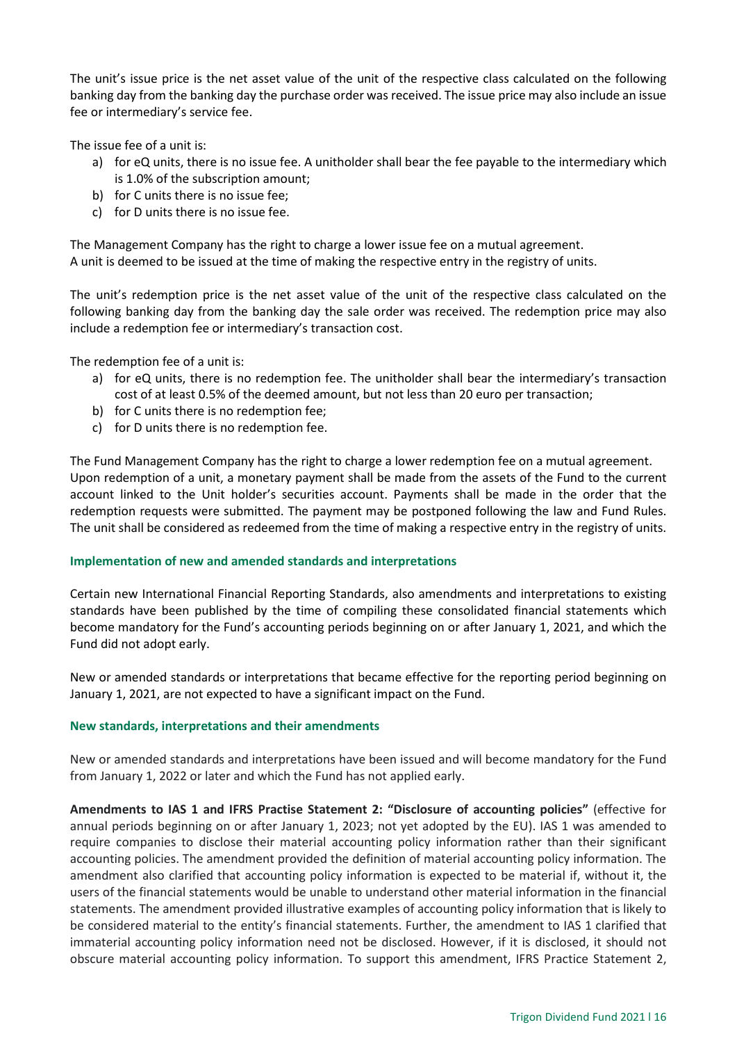The unit's issue price is the net asset value of the unit of the respective class calculated on the following banking day from the banking day the purchase order was received. The issue price may also include an issue fee or intermediary's service fee.

The issue fee of a unit is:

a) for eQ units, there is no issue fee. A unitholder shall bear the fee payable to the intermediary which is 1.0% of the subscription amount;
b) for C units there is no issue fee;
c) for D units there is no issue fee.

The Management Company has the right to charge a lower issue fee on a mutual agreement.
A unit is deemed to be issued at the time of making the respective entry in the registry of units.

The unit's redemption price is the net asset value of the unit of the respective class calculated on the following banking day from the banking day the sale order was received. The redemption price may also include a redemption fee or intermediary's transaction cost.

The redemption fee of a unit is:

a) for eQ units, there is no redemption fee. The unitholder shall bear the intermediary's transaction cost of at least 0.5% of the deemed amount, but not less than 20 euro per transaction;
b) for C units there is no redemption fee;
c) for D units there is no redemption fee.

The Fund Management Company has the right to charge a lower redemption fee on a mutual agreement.
Upon redemption of a unit, a monetary payment shall be made from the assets of the Fund to the current account linked to the Unit holder's securities account. Payments shall be made in the order that the redemption requests were submitted. The payment may be postponed following the law and Fund Rules. The unit shall be considered as redeemed from the time of making a respective entry in the registry of units.

### Implementation of new and amended standards and interpretations

Certain new International Financial Reporting Standards, also amendments and interpretations to existing standards have been published by the time of compiling these consolidated financial statements which become mandatory for the Fund's accounting periods beginning on or after January 1, 2021, and which the Fund did not adopt early.

New or amended standards or interpretations that became effective for the reporting period beginning on January 1, 2021, are not expected to have a significant impact on the Fund.

### New standards, interpretations and their amendments

New or amended standards and interpretations have been issued and will become mandatory for the Fund from January 1, 2022 or later and which the Fund has not applied early.

**Amendments to IAS 1 and IFRS Practise Statement 2: "Disclosure of accounting policies"** (effective for annual periods beginning on or after January 1, 2023; not yet adopted by the EU). IAS 1 was amended to require companies to disclose their material accounting policy information rather than their significant accounting policies. The amendment provided the definition of material accounting policy information. The amendment also clarified that accounting policy information is expected to be material if, without it, the users of the financial statements would be unable to understand other material information in the financial statements. The amendment provided illustrative examples of accounting policy information that is likely to be considered material to the entity's financial statements. Further, the amendment to IAS 1 clarified that immaterial accounting policy information need not be disclosed. However, if it is disclosed, it should not obscure material accounting policy information. To support this amendment, IFRS Practice Statement 2,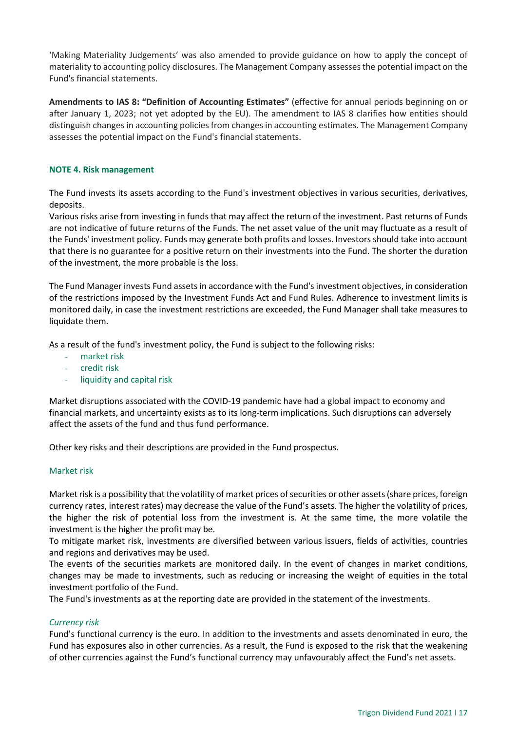'Making Materiality Judgements' was also amended to provide guidance on how to apply the concept of materiality to accounting policy disclosures. The Management Company assesses the potential impact on the Fund's financial statements.

**Amendments to IAS 8: "Definition of Accounting Estimates"** (effective for annual periods beginning on or after January 1, 2023; not yet adopted by the EU). The amendment to IAS 8 clarifies how entities should distinguish changes in accounting policies from changes in accounting estimates. The Management Company assesses the potential impact on the Fund's financial statements.

## NOTE 4. Risk management

The Fund invests its assets according to the Fund's investment objectives in various securities, derivatives, deposits.

Various risks arise from investing in funds that may affect the return of the investment. Past returns of Funds are not indicative of future returns of the Funds. The net asset value of the unit may fluctuate as a result of the Funds' investment policy. Funds may generate both profits and losses. Investors should take into account that there is no guarantee for a positive return on their investments into the Fund. The shorter the duration of the investment, the more probable is the loss.

The Fund Manager invests Fund assets in accordance with the Fund's investment objectives, in consideration of the restrictions imposed by the Investment Funds Act and Fund Rules. Adherence to investment limits is monitored daily, in case the investment restrictions are exceeded, the Fund Manager shall take measures to liquidate them.

As a result of the fund's investment policy, the Fund is subject to the following risks:

- market risk
- credit risk
- liquidity and capital risk

Market disruptions associated with the COVID-19 pandemic have had a global impact to economy and financial markets, and uncertainty exists as to its long-term implications. Such disruptions can adversely affect the assets of the fund and thus fund performance.

Other key risks and their descriptions are provided in the Fund prospectus.

### Market risk

Market risk is a possibility that the volatility of market prices of securities or other assets (share prices, foreign currency rates, interest rates) may decrease the value of the Fund's assets. The higher the volatility of prices, the higher the risk of potential loss from the investment is. At the same time, the more volatile the investment is the higher the profit may be.

To mitigate market risk, investments are diversified between various issuers, fields of activities, countries and regions and derivatives may be used.

The events of the securities markets are monitored daily. In the event of changes in market conditions, changes may be made to investments, such as reducing or increasing the weight of equities in the total investment portfolio of the Fund.

The Fund's investments as at the reporting date are provided in the statement of the investments.

#### *Currency risk*

Fund's functional currency is the euro. In addition to the investments and assets denominated in euro, the Fund has exposures also in other currencies. As a result, the Fund is exposed to the risk that the weakening of other currencies against the Fund's functional currency may unfavourably affect the Fund's net assets.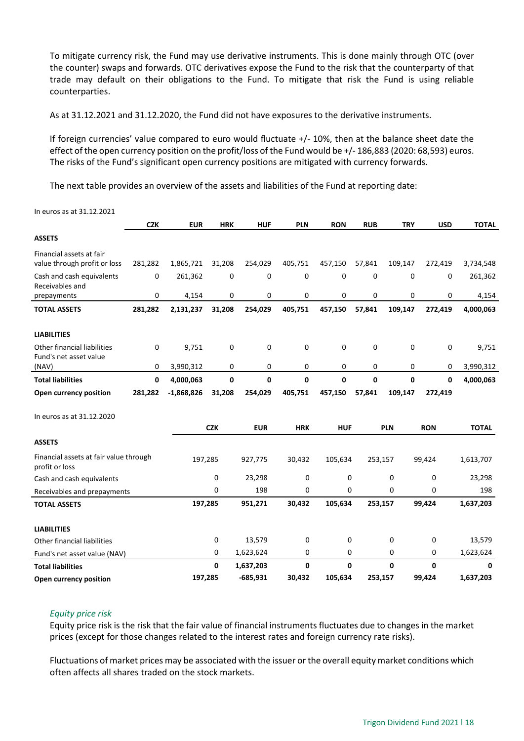To mitigate currency risk, the Fund may use derivative instruments. This is done mainly through OTC (over the counter) swaps and forwards. OTC derivatives expose the Fund to the risk that the counterparty of that trade may default on their obligations to the Fund. To mitigate that risk the Fund is using reliable counterparties.

As at 31.12.2021 and 31.12.2020, the Fund did not have exposures to the derivative instruments.

If foreign currencies' value compared to euro would fluctuate +/- 10%, then at the balance sheet date the effect of the open currency position on the profit/loss of the Fund would be +/- 186,883 (2020: 68,593) euros. The risks of the Fund's significant open currency positions are mitigated with currency forwards.

The next table provides an overview of the assets and liabilities of the Fund at reporting date:

In euros as at 31.12.2021

| | CZK | EUR | HRK | HUF | PLN | RON | RUB | TRY | USD | TOTAL |
|---|---|---|---|---|---|---|---|---|---|---|
| **ASSETS** | | | | | | | | | | |
| Financial assets at fair value through profit or loss | 281,282 | 1,865,721 | 31,208 | 254,029 | 405,751 | 457,150 | 57,841 | 109,147 | 272,419 | 3,734,548 |
| Cash and cash equivalents | 0 | 261,362 | 0 | 0 | 0 | 0 | 0 | 0 | 0 | 261,362 |
| Receivables and prepayments | 0 | 4,154 | 0 | 0 | 0 | 0 | 0 | 0 | 0 | 4,154 |
| **TOTAL ASSETS** | **281,282** | **2,131,237** | **31,208** | **254,029** | **405,751** | **457,150** | **57,841** | **109,147** | **272,419** | **4,000,063** |
| **LIABILITIES** | | | | | | | | | | |
| Other financial liabilities | 0 | 9,751 | 0 | 0 | 0 | 0 | 0 | 0 | 0 | 9,751 |
| Fund's net asset value (NAV) | 0 | 3,990,312 | 0 | 0 | 0 | 0 | 0 | 0 | 0 | 3,990,312 |
| **Total liabilities** | **0** | **4,000,063** | **0** | **0** | **0** | **0** | **0** | **0** | **0** | **4,000,063** |
| **Open currency position** | **281,282** | **-1,868,826** | **31,208** | **254,029** | **405,751** | **457,150** | **57,841** | **109,147** | **272,419** | |

In euros as at 31.12.2020

| | CZK | EUR | HRK | HUF | PLN | RON | TOTAL |
|---|---|---|---|---|---|---|---|
| **ASSETS** | | | | | | | |
| Financial assets at fair value through profit or loss | 197,285 | 927,775 | 30,432 | 105,634 | 253,157 | 99,424 | 1,613,707 |
| Cash and cash equivalents | 0 | 23,298 | 0 | 0 | 0 | 0 | 23,298 |
| Receivables and prepayments | 0 | 198 | 0 | 0 | 0 | 0 | 198 |
| **TOTAL ASSETS** | **197,285** | **951,271** | **30,432** | **105,634** | **253,157** | **99,424** | **1,637,203** |
| **LIABILITIES** | | | | | | | |
| Other financial liabilities | 0 | 13,579 | 0 | 0 | 0 | 0 | 13,579 |
| Fund's net asset value (NAV) | 0 | 1,623,624 | 0 | 0 | 0 | 0 | 1,623,624 |
| **Total liabilities** | **0** | **1,637,203** | **0** | **0** | **0** | **0** | **0** |
| **Open currency position** | **197,285** | **-685,931** | **30,432** | **105,634** | **253,157** | **99,424** | **1,637,203** |

*Equity price risk*

Equity price risk is the risk that the fair value of financial instruments fluctuates due to changes in the market prices (except for those changes related to the interest rates and foreign currency rate risks).

Fluctuations of market prices may be associated with the issuer or the overall equity market conditions which often affects all shares traded on the stock markets.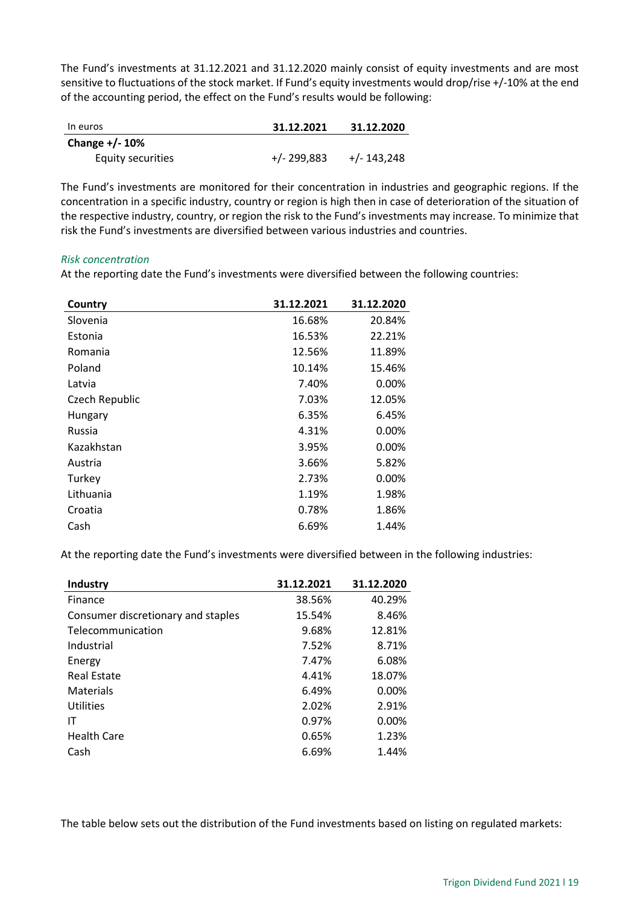The Fund's investments at 31.12.2021 and 31.12.2020 mainly consist of equity investments and are most sensitive to fluctuations of the stock market. If Fund's equity investments would drop/rise +/-10% at the end of the accounting period, the effect on the Fund's results would be following:

| In euros | 31.12.2021 | 31.12.2020 |
|---|---|---|
| **Change +/- 10%** | | |
| Equity securities | +/- 299,883 | +/- 143,248 |

The Fund's investments are monitored for their concentration in industries and geographic regions. If the concentration in a specific industry, country or region is high then in case of deterioration of the situation of the respective industry, country, or region the risk to the Fund's investments may increase. To minimize that risk the Fund's investments are diversified between various industries and countries.

*Risk concentration*

At the reporting date the Fund's investments were diversified between the following countries:

| Country | 31.12.2021 | 31.12.2020 |
|---|---|---|
| Slovenia | 16.68% | 20.84% |
| Estonia | 16.53% | 22.21% |
| Romania | 12.56% | 11.89% |
| Poland | 10.14% | 15.46% |
| Latvia | 7.40% | 0.00% |
| Czech Republic | 7.03% | 12.05% |
| Hungary | 6.35% | 6.45% |
| Russia | 4.31% | 0.00% |
| Kazakhstan | 3.95% | 0.00% |
| Austria | 3.66% | 5.82% |
| Turkey | 2.73% | 0.00% |
| Lithuania | 1.19% | 1.98% |
| Croatia | 0.78% | 1.86% |
| Cash | 6.69% | 1.44% |

At the reporting date the Fund's investments were diversified between in the following industries:

| Industry | 31.12.2021 | 31.12.2020 |
|---|---|---|
| Finance | 38.56% | 40.29% |
| Consumer discretionary and staples | 15.54% | 8.46% |
| Telecommunication | 9.68% | 12.81% |
| Industrial | 7.52% | 8.71% |
| Energy | 7.47% | 6.08% |
| Real Estate | 4.41% | 18.07% |
| Materials | 6.49% | 0.00% |
| Utilities | 2.02% | 2.91% |
| IT | 0.97% | 0.00% |
| Health Care | 0.65% | 1.23% |
| Cash | 6.69% | 1.44% |

The table below sets out the distribution of the Fund investments based on listing on regulated markets: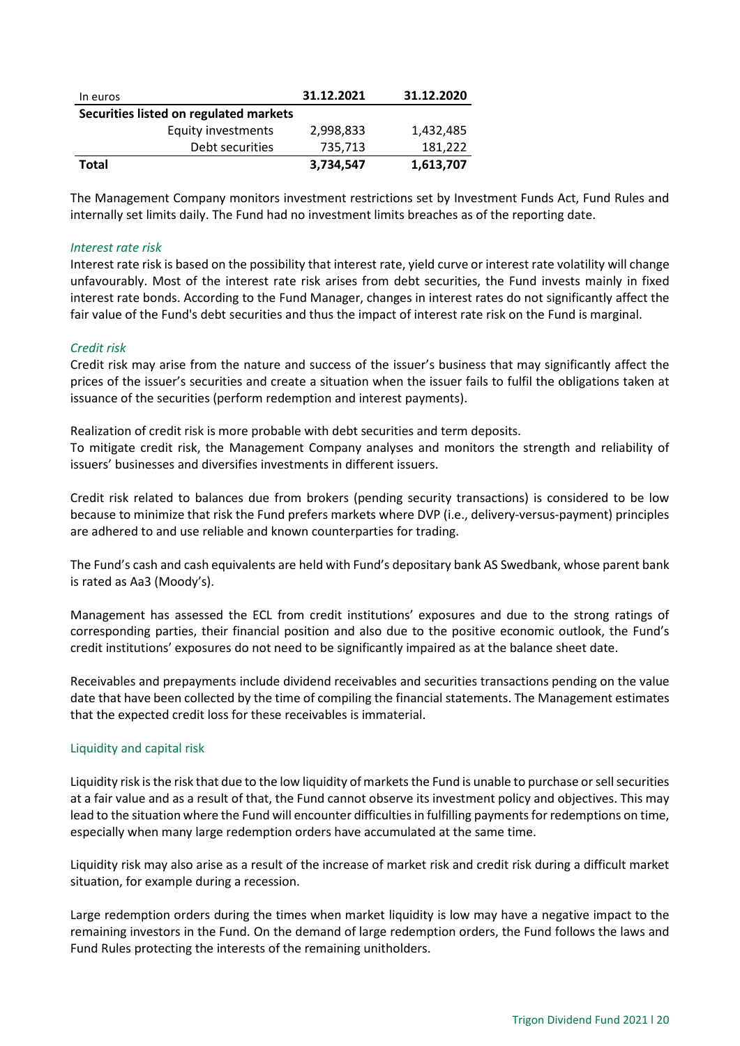| In euros | 31.12.2021 | 31.12.2020 |
|---|---|---|
| **Securities listed on regulated markets** | | |
| Equity investments | 2,998,833 | 1,432,485 |
| Debt securities | 735,713 | 181,222 |
| **Total** | **3,734,547** | **1,613,707** |

The Management Company monitors investment restrictions set by Investment Funds Act, Fund Rules and internally set limits daily. The Fund had no investment limits breaches as of the reporting date.

*Interest rate risk*

Interest rate risk is based on the possibility that interest rate, yield curve or interest rate volatility will change unfavourably. Most of the interest rate risk arises from debt securities, the Fund invests mainly in fixed interest rate bonds. According to the Fund Manager, changes in interest rates do not significantly affect the fair value of the Fund's debt securities and thus the impact of interest rate risk on the Fund is marginal.

*Credit risk*

Credit risk may arise from the nature and success of the issuer's business that may significantly affect the prices of the issuer's securities and create a situation when the issuer fails to fulfil the obligations taken at issuance of the securities (perform redemption and interest payments).

Realization of credit risk is more probable with debt securities and term deposits.
To mitigate credit risk, the Management Company analyses and monitors the strength and reliability of issuers' businesses and diversifies investments in different issuers.

Credit risk related to balances due from brokers (pending security transactions) is considered to be low because to minimize that risk the Fund prefers markets where DVP (i.e., delivery-versus-payment) principles are adhered to and use reliable and known counterparties for trading.

The Fund's cash and cash equivalents are held with Fund's depositary bank AS Swedbank, whose parent bank is rated as Aa3 (Moody's).

Management has assessed the ECL from credit institutions' exposures and due to the strong ratings of corresponding parties, their financial position and also due to the positive economic outlook, the Fund's credit institutions' exposures do not need to be significantly impaired as at the balance sheet date.

Receivables and prepayments include dividend receivables and securities transactions pending on the value date that have been collected by the time of compiling the financial statements. The Management estimates that the expected credit loss for these receivables is immaterial.

## Liquidity and capital risk

Liquidity risk is the risk that due to the low liquidity of markets the Fund is unable to purchase or sell securities at a fair value and as a result of that, the Fund cannot observe its investment policy and objectives. This may lead to the situation where the Fund will encounter difficulties in fulfilling payments for redemptions on time, especially when many large redemption orders have accumulated at the same time.

Liquidity risk may also arise as a result of the increase of market risk and credit risk during a difficult market situation, for example during a recession.

Large redemption orders during the times when market liquidity is low may have a negative impact to the remaining investors in the Fund. On the demand of large redemption orders, the Fund follows the laws and Fund Rules protecting the interests of the remaining unitholders.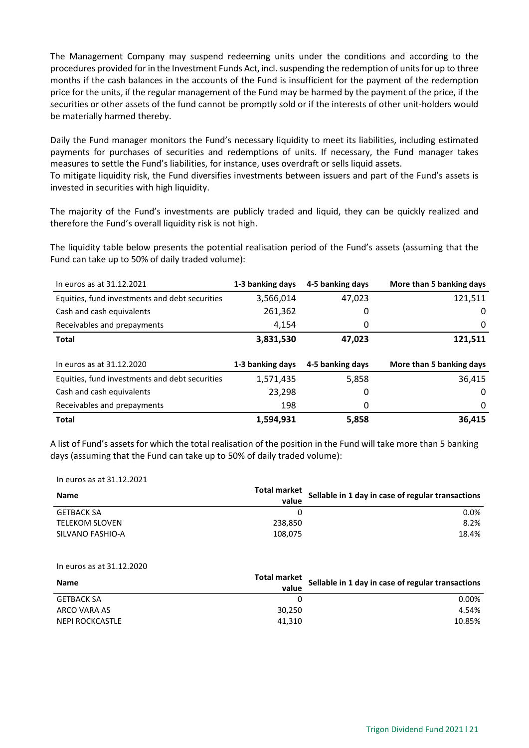The Management Company may suspend redeeming units under the conditions and according to the procedures provided for in the Investment Funds Act, incl. suspending the redemption of units for up to three months if the cash balances in the accounts of the Fund is insufficient for the payment of the redemption price for the units, if the regular management of the Fund may be harmed by the payment of the price, if the securities or other assets of the fund cannot be promptly sold or if the interests of other unit-holders would be materially harmed thereby.

Daily the Fund manager monitors the Fund's necessary liquidity to meet its liabilities, including estimated payments for purchases of securities and redemptions of units. If necessary, the Fund manager takes measures to settle the Fund's liabilities, for instance, uses overdraft or sells liquid assets.
To mitigate liquidity risk, the Fund diversifies investments between issuers and part of the Fund's assets is invested in securities with high liquidity.

The majority of the Fund's investments are publicly traded and liquid, they can be quickly realized and therefore the Fund's overall liquidity risk is not high.

The liquidity table below presents the potential realisation period of the Fund's assets (assuming that the Fund can take up to 50% of daily traded volume):

| In euros as at 31.12.2021 | 1-3 banking days | 4-5 banking days | More than 5 banking days |
|---|---|---|---|
| Equities, fund investments and debt securities | 3,566,014 | 47,023 | 121,511 |
| Cash and cash equivalents | 261,362 | 0 | 0 |
| Receivables and prepayments | 4,154 | 0 | 0 |
| **Total** | **3,831,530** | **47,023** | **121,511** |

| In euros as at 31.12.2020 | 1-3 banking days | 4-5 banking days | More than 5 banking days |
|---|---|---|---|
| Equities, fund investments and debt securities | 1,571,435 | 5,858 | 36,415 |
| Cash and cash equivalents | 23,298 | 0 | 0 |
| Receivables and prepayments | 198 | 0 | 0 |
| **Total** | **1,594,931** | **5,858** | **36,415** |

A list of Fund's assets for which the total realisation of the position in the Fund will take more than 5 banking days (assuming that the Fund can take up to 50% of daily traded volume):

In euros as at 31.12.2021

| Name | Total market value | Sellable in 1 day in case of regular transactions |
|---|---|---|
| GETBACK SA | 0 | 0.0% |
| TELEKOM SLOVEN | 238,850 | 8.2% |
| SILVANO FASHIO-A | 108,075 | 18.4% |

In euros as at 31.12.2020

| Name | Total market value | Sellable in 1 day in case of regular transactions |
|---|---|---|
| GETBACK SA | 0 | 0.00% |
| ARCO VARA AS | 30,250 | 4.54% |
| NEPI ROCKCASTLE | 41,310 | 10.85% |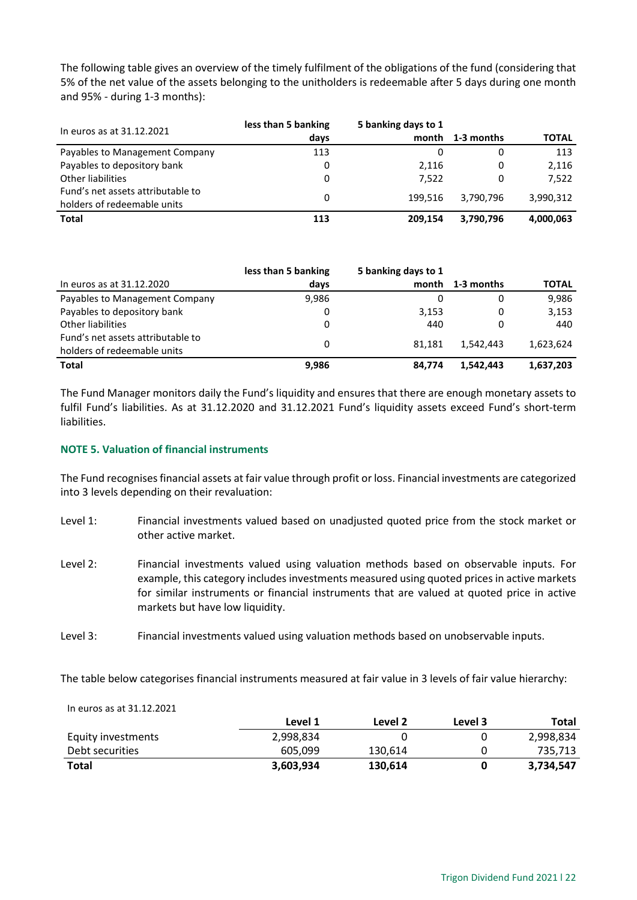The following table gives an overview of the timely fulfilment of the obligations of the fund (considering that 5% of the net value of the assets belonging to the unitholders is redeemable after 5 days during one month and 95% - during 1-3 months):

| In euros as at 31.12.2021 | less than 5 banking days | 5 banking days to 1 month | 1-3 months | TOTAL |
|---|---|---|---|---|
| Payables to Management Company | 113 | 0 | 0 | 113 |
| Payables to depository bank | 0 | 2,116 | 0 | 2,116 |
| Other liabilities | 0 | 7,522 | 0 | 7,522 |
| Fund's net assets attributable to holders of redeemable units | 0 | 199,516 | 3,790,796 | 3,990,312 |
| **Total** | **113** | **209,154** | **3,790,796** | **4,000,063** |

| In euros as at 31.12.2020 | less than 5 banking days | 5 banking days to 1 month | 1-3 months | TOTAL |
|---|---|---|---|---|
| Payables to Management Company | 9,986 | 0 | 0 | 9,986 |
| Payables to depository bank | 0 | 3,153 | 0 | 3,153 |
| Other liabilities | 0 | 440 | 0 | 440 |
| Fund's net assets attributable to holders of redeemable units | 0 | 81,181 | 1,542,443 | 1,623,624 |
| **Total** | **9,986** | **84,774** | **1,542,443** | **1,637,203** |

The Fund Manager monitors daily the Fund's liquidity and ensures that there are enough monetary assets to fulfil Fund's liabilities. As at 31.12.2020 and 31.12.2021 Fund's liquidity assets exceed Fund's short-term liabilities.

## NOTE 5. Valuation of financial instruments

The Fund recognises financial assets at fair value through profit or loss. Financial investments are categorized into 3 levels depending on their revaluation:

Level 1: Financial investments valued based on unadjusted quoted price from the stock market or other active market.

Level 2: Financial investments valued using valuation methods based on observable inputs. For example, this category includes investments measured using quoted prices in active markets for similar instruments or financial instruments that are valued at quoted price in active markets but have low liquidity.

Level 3: Financial investments valued using valuation methods based on unobservable inputs.

The table below categorises financial instruments measured at fair value in 3 levels of fair value hierarchy:

| In euros as at 31.12.2021 | Level 1 | Level 2 | Level 3 | Total |
|---|---|---|---|---|
| Equity investments | 2,998,834 | 0 | 0 | 2,998,834 |
| Debt securities | 605,099 | 130,614 | 0 | 735,713 |
| **Total** | **3,603,934** | **130,614** | **0** | **3,734,547** |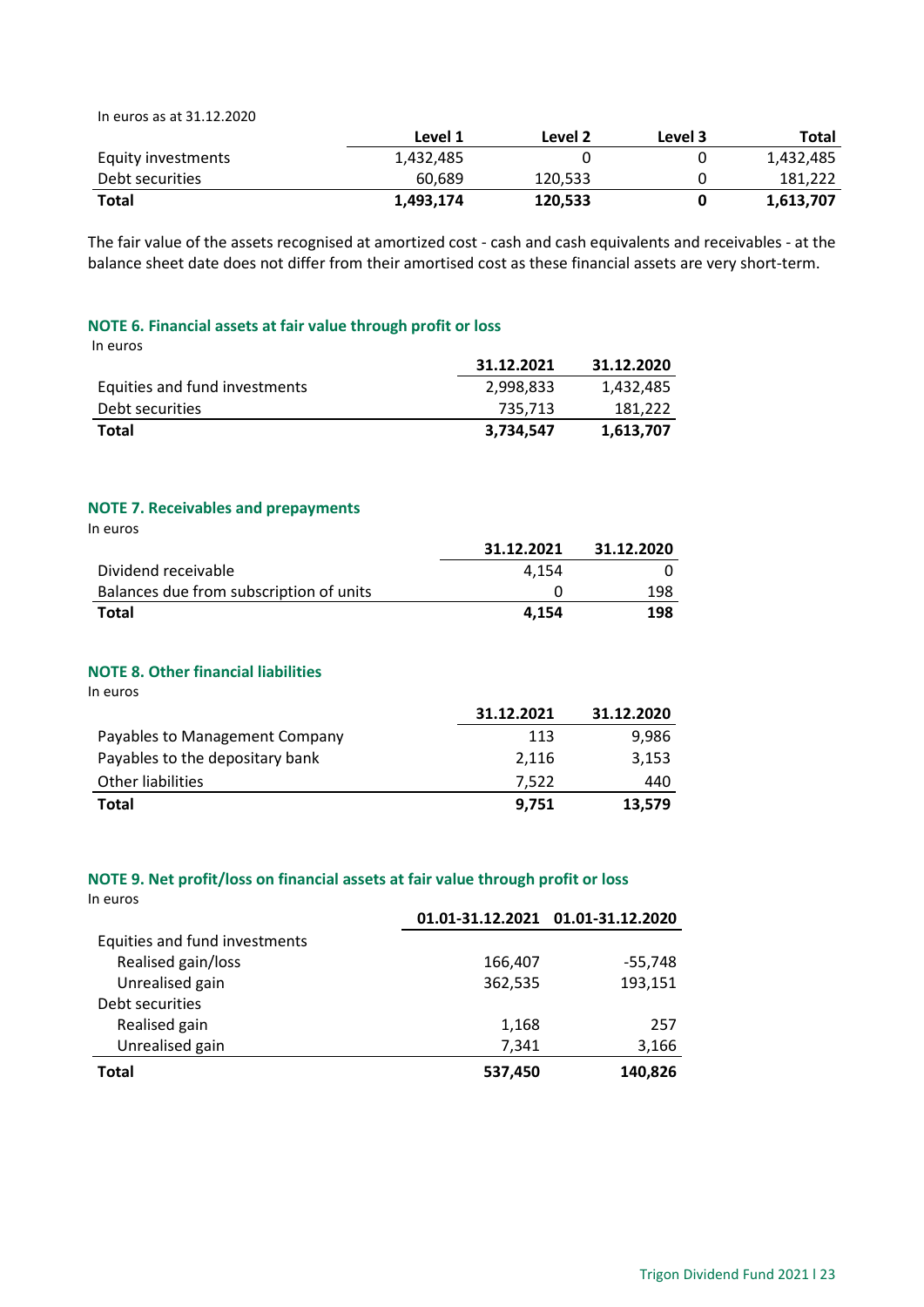In euros as at 31.12.2020

| | Level 1 | Level 2 | Level 3 | Total |
|---|---|---|---|---|
| Equity investments | 1,432,485 | 0 | 0 | 1,432,485 |
| Debt securities | 60,689 | 120,533 | 0 | 181,222 |
| **Total** | **1,493,174** | **120,533** | **0** | **1,613,707** |

The fair value of the assets recognised at amortized cost - cash and cash equivalents and receivables - at the balance sheet date does not differ from their amortised cost as these financial assets are very short-term.

## NOTE 6. Financial assets at fair value through profit or loss

In euros

| | 31.12.2021 | 31.12.2020 |
|---|---|---|
| Equities and fund investments | 2,998,833 | 1,432,485 |
| Debt securities | 735,713 | 181,222 |
| **Total** | **3,734,547** | **1,613,707** |

## NOTE 7. Receivables and prepayments

In euros

| | 31.12.2021 | 31.12.2020 |
|---|---|---|
| Dividend receivable | 4,154 | 0 |
| Balances due from subscription of units | 0 | 198 |
| **Total** | **4,154** | **198** |

## NOTE 8. Other financial liabilities

In euros

| | 31.12.2021 | 31.12.2020 |
|---|---|---|
| Payables to Management Company | 113 | 9,986 |
| Payables to the depositary bank | 2,116 | 3,153 |
| Other liabilities | 7,522 | 440 |
| **Total** | **9,751** | **13,579** |

## NOTE 9. Net profit/loss on financial assets at fair value through profit or loss

In euros

| | 01.01-31.12.2021 | 01.01-31.12.2020 |
|---|---|---|
| Equities and fund investments | | |
| Realised gain/loss | 166,407 | -55,748 |
| Unrealised gain | 362,535 | 193,151 |
| Debt securities | | |
| Realised gain | 1,168 | 257 |
| Unrealised gain | 7,341 | 3,166 |
| **Total** | **537,450** | **140,826** |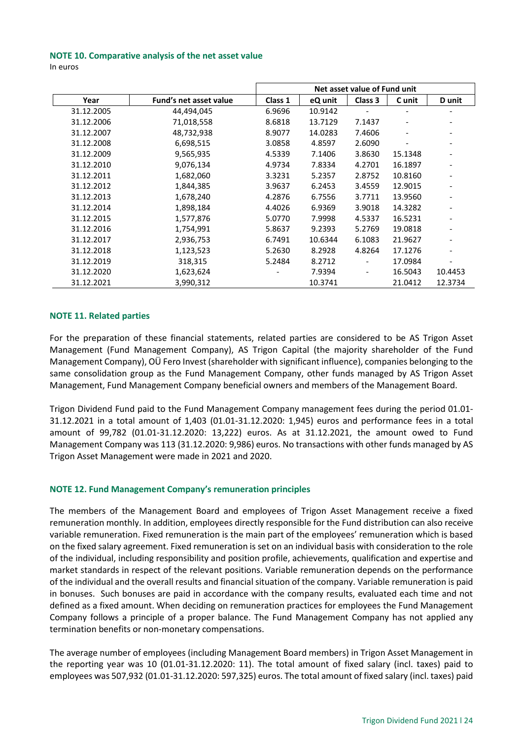### NOTE 10. Comparative analysis of the net asset value

In euros

| | | Net asset value of Fund unit | | | | |
|---|---|---|---|---|---|---|
| Year | Fund's net asset value | Class 1 | eQ unit | Class 3 | C unit | D unit |
| 31.12.2005 | 44,494,045 | 6.9696 | 10.9142 | - | - | - |
| 31.12.2006 | 71,018,558 | 8.6818 | 13.7129 | 7.1437 | - | - |
| 31.12.2007 | 48,732,938 | 8.9077 | 14.0283 | 7.4606 | - | - |
| 31.12.2008 | 6,698,515 | 3.0858 | 4.8597 | 2.6090 | - | - |
| 31.12.2009 | 9,565,935 | 4.5339 | 7.1406 | 3.8630 | 15.1348 | - |
| 31.12.2010 | 9,076,134 | 4.9734 | 7.8334 | 4.2701 | 16.1897 | - |
| 31.12.2011 | 1,682,060 | 3.3231 | 5.2357 | 2.8752 | 10.8160 | - |
| 31.12.2012 | 1,844,385 | 3.9637 | 6.2453 | 3.4559 | 12.9015 | - |
| 31.12.2013 | 1,678,240 | 4.2876 | 6.7556 | 3.7711 | 13.9560 | - |
| 31.12.2014 | 1,898,184 | 4.4026 | 6.9369 | 3.9018 | 14.3282 | - |
| 31.12.2015 | 1,577,876 | 5.0770 | 7.9998 | 4.5337 | 16.5231 | - |
| 31.12.2016 | 1,754,991 | 5.8637 | 9.2393 | 5.2769 | 19.0818 | - |
| 31.12.2017 | 2,936,753 | 6.7491 | 10.6344 | 6.1083 | 21.9627 | - |
| 31.12.2018 | 1,123,523 | 5.2630 | 8.2928 | 4.8264 | 17.1276 | - |
| 31.12.2019 | 318,315 | 5.2484 | 8.2712 | - | 17.0984 | - |
| 31.12.2020 | 1,623,624 | - | 7.9394 | - | 16.5043 | 10.4453 |
| 31.12.2021 | 3,990,312 | | 10.3741 | | 21.0412 | 12.3734 |

### NOTE 11. Related parties

For the preparation of these financial statements, related parties are considered to be AS Trigon Asset Management (Fund Management Company), AS Trigon Capital (the majority shareholder of the Fund Management Company), OÜ Fero Invest (shareholder with significant influence), companies belonging to the same consolidation group as the Fund Management Company, other funds managed by AS Trigon Asset Management, Fund Management Company beneficial owners and members of the Management Board.

Trigon Dividend Fund paid to the Fund Management Company management fees during the period 01.01-31.12.2021 in a total amount of 1,403 (01.01-31.12.2020: 1,945) euros and performance fees in a total amount of 99,782 (01.01-31.12.2020: 13,222) euros. As at 31.12.2021, the amount owed to Fund Management Company was 113 (31.12.2020: 9,986) euros. No transactions with other funds managed by AS Trigon Asset Management were made in 2021 and 2020.

### NOTE 12. Fund Management Company's remuneration principles

The members of the Management Board and employees of Trigon Asset Management receive a fixed remuneration monthly. In addition, employees directly responsible for the Fund distribution can also receive variable remuneration. Fixed remuneration is the main part of the employees' remuneration which is based on the fixed salary agreement. Fixed remuneration is set on an individual basis with consideration to the role of the individual, including responsibility and position profile, achievements, qualification and expertise and market standards in respect of the relevant positions. Variable remuneration depends on the performance of the individual and the overall results and financial situation of the company. Variable remuneration is paid in bonuses. Such bonuses are paid in accordance with the company results, evaluated each time and not defined as a fixed amount. When deciding on remuneration practices for employees the Fund Management Company follows a principle of a proper balance. The Fund Management Company has not applied any termination benefits or non-monetary compensations.

The average number of employees (including Management Board members) in Trigon Asset Management in the reporting year was 10 (01.01-31.12.2020: 11). The total amount of fixed salary (incl. taxes) paid to employees was 507,932 (01.01-31.12.2020: 597,325) euros. The total amount of fixed salary (incl. taxes) paid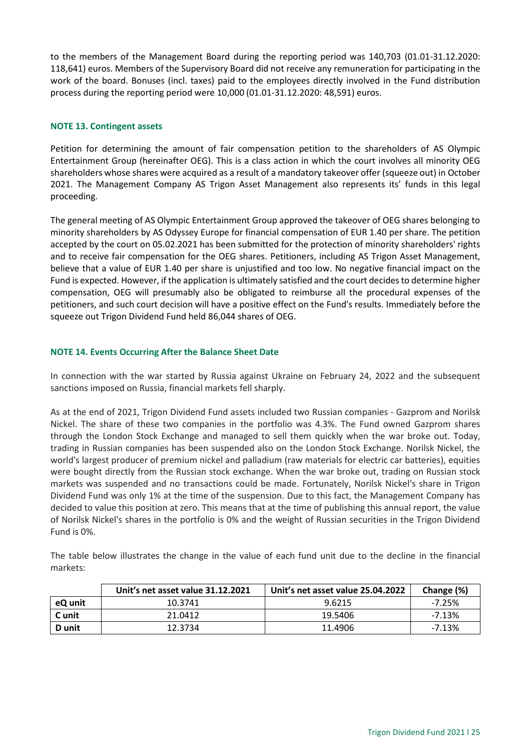to the members of the Management Board during the reporting period was 140,703 (01.01-31.12.2020: 118,641) euros. Members of the Supervisory Board did not receive any remuneration for participating in the work of the board. Bonuses (incl. taxes) paid to the employees directly involved in the Fund distribution process during the reporting period were 10,000 (01.01-31.12.2020: 48,591) euros.

### NOTE 13. Contingent assets

Petition for determining the amount of fair compensation petition to the shareholders of AS Olympic Entertainment Group (hereinafter OEG). This is a class action in which the court involves all minority OEG shareholders whose shares were acquired as a result of a mandatory takeover offer (squeeze out) in October 2021. The Management Company AS Trigon Asset Management also represents its' funds in this legal proceeding.

The general meeting of AS Olympic Entertainment Group approved the takeover of OEG shares belonging to minority shareholders by AS Odyssey Europe for financial compensation of EUR 1.40 per share. The petition accepted by the court on 05.02.2021 has been submitted for the protection of minority shareholders' rights and to receive fair compensation for the OEG shares. Petitioners, including AS Trigon Asset Management, believe that a value of EUR 1.40 per share is unjustified and too low. No negative financial impact on the Fund is expected. However, if the application is ultimately satisfied and the court decides to determine higher compensation, OEG will presumably also be obligated to reimburse all the procedural expenses of the petitioners, and such court decision will have a positive effect on the Fund's results. Immediately before the squeeze out Trigon Dividend Fund held 86,044 shares of OEG.

### NOTE 14. Events Occurring After the Balance Sheet Date

In connection with the war started by Russia against Ukraine on February 24, 2022 and the subsequent sanctions imposed on Russia, financial markets fell sharply.

As at the end of 2021, Trigon Dividend Fund assets included two Russian companies - Gazprom and Norilsk Nickel. The share of these two companies in the portfolio was 4.3%. The Fund owned Gazprom shares through the London Stock Exchange and managed to sell them quickly when the war broke out. Today, trading in Russian companies has been suspended also on the London Stock Exchange. Norilsk Nickel, the world's largest producer of premium nickel and palladium (raw materials for electric car batteries), equities were bought directly from the Russian stock exchange. When the war broke out, trading on Russian stock markets was suspended and no transactions could be made. Fortunately, Norilsk Nickel's share in Trigon Dividend Fund was only 1% at the time of the suspension. Due to this fact, the Management Company has decided to value this position at zero. This means that at the time of publishing this annual report, the value of Norilsk Nickel's shares in the portfolio is 0% and the weight of Russian securities in the Trigon Dividend Fund is 0%.

The table below illustrates the change in the value of each fund unit due to the decline in the financial markets:

| | Unit's net asset value 31.12.2021 | Unit's net asset value 25.04.2022 | Change (%) |
|---|---|---|---|
| **eQ unit** | 10.3741 | 9.6215 | -7.25% |
| **C unit** | 21.0412 | 19.5406 | -7.13% |
| **D unit** | 12.3734 | 11.4906 | -7.13% |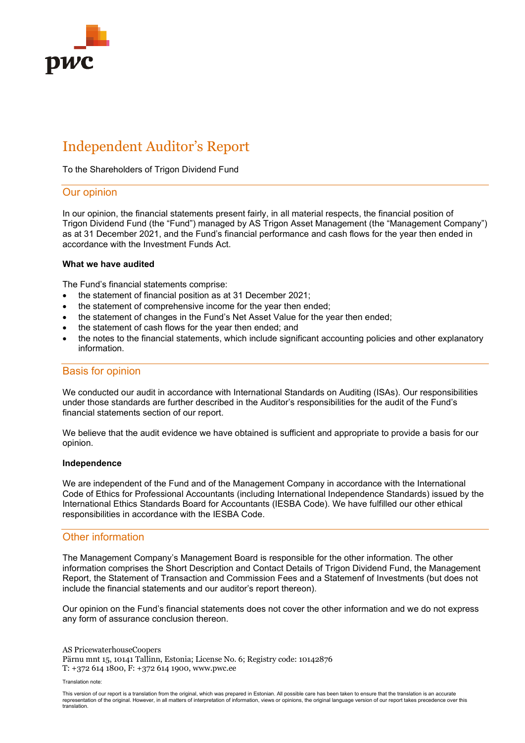# Independent Auditor's Report

To the Shareholders of Trigon Dividend Fund

## Our opinion

In our opinion, the financial statements present fairly, in all material respects, the financial position of Trigon Dividend Fund (the "Fund") managed by AS Trigon Asset Management (the "Management Company") as at 31 December 2021, and the Fund's financial performance and cash flows for the year then ended in accordance with the Investment Funds Act.

**What we have audited**

The Fund's financial statements comprise:

- the statement of financial position as at 31 December 2021;
- the statement of comprehensive income for the year then ended;
- the statement of changes in the Fund's Net Asset Value for the year then ended;
- the statement of cash flows for the year then ended; and
- the notes to the financial statements, which include significant accounting policies and other explanatory information.

## Basis for opinion

We conducted our audit in accordance with International Standards on Auditing (ISAs). Our responsibilities under those standards are further described in the Auditor's responsibilities for the audit of the Fund's financial statements section of our report.

We believe that the audit evidence we have obtained is sufficient and appropriate to provide a basis for our opinion.

**Independence**

We are independent of the Fund and of the Management Company in accordance with the International Code of Ethics for Professional Accountants (including International Independence Standards) issued by the International Ethics Standards Board for Accountants (IESBA Code). We have fulfilled our other ethical responsibilities in accordance with the IESBA Code.

## Other information

The Management Company's Management Board is responsible for the other information. The other information comprises the Short Description and Contact Details of Trigon Dividend Fund, the Management Report, the Statement of Transaction and Commission Fees and a Statemenf of Investments (but does not include the financial statements and our auditor's report thereon).

Our opinion on the Fund's financial statements does not cover the other information and we do not express any form of assurance conclusion thereon.

AS PricewaterhouseCoopers
Pärnu mnt 15, 10141 Tallinn, Estonia; License No. 6; Registry code: 10142876
T: +372 614 1800, F: +372 614 1900, www.pwc.ee

Translation note:

This version of our report is a translation from the original, which was prepared in Estonian. All possible care has been taken to ensure that the translation is an accurate representation of the original. However, in all matters of interpretation of information, views or opinions, the original language version of our report takes precedence over this translation.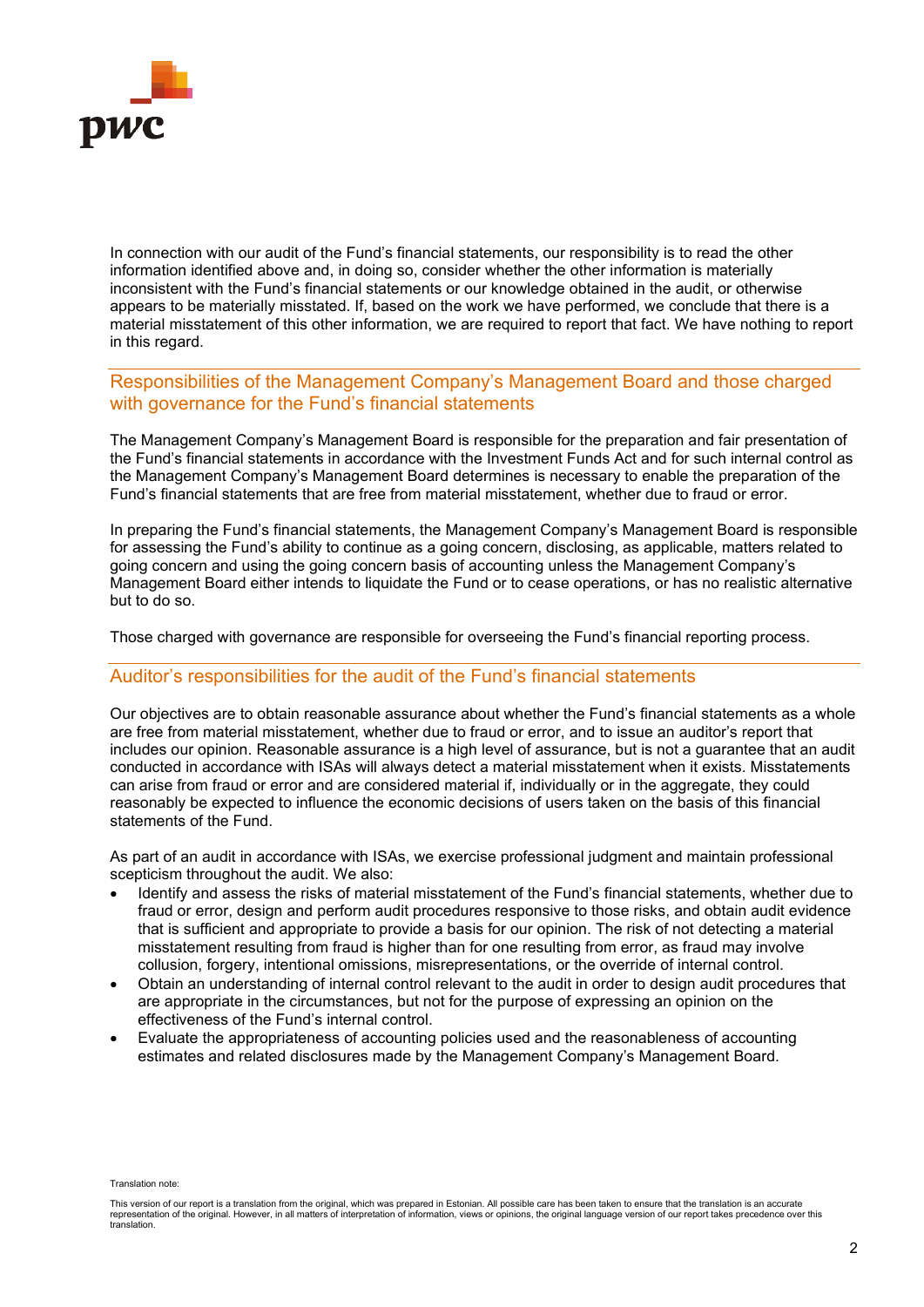In connection with our audit of the Fund's financial statements, our responsibility is to read the other information identified above and, in doing so, consider whether the other information is materially inconsistent with the Fund's financial statements or our knowledge obtained in the audit, or otherwise appears to be materially misstated. If, based on the work we have performed, we conclude that there is a material misstatement of this other information, we are required to report that fact. We have nothing to report in this regard.

## Responsibilities of the Management Company's Management Board and those charged with governance for the Fund's financial statements

The Management Company's Management Board is responsible for the preparation and fair presentation of the Fund's financial statements in accordance with the Investment Funds Act and for such internal control as the Management Company's Management Board determines is necessary to enable the preparation of the Fund's financial statements that are free from material misstatement, whether due to fraud or error.

In preparing the Fund's financial statements, the Management Company's Management Board is responsible for assessing the Fund's ability to continue as a going concern, disclosing, as applicable, matters related to going concern and using the going concern basis of accounting unless the Management Company's Management Board either intends to liquidate the Fund or to cease operations, or has no realistic alternative but to do so.

Those charged with governance are responsible for overseeing the Fund's financial reporting process.

## Auditor's responsibilities for the audit of the Fund's financial statements

Our objectives are to obtain reasonable assurance about whether the Fund's financial statements as a whole are free from material misstatement, whether due to fraud or error, and to issue an auditor's report that includes our opinion. Reasonable assurance is a high level of assurance, but is not a guarantee that an audit conducted in accordance with ISAs will always detect a material misstatement when it exists. Misstatements can arise from fraud or error and are considered material if, individually or in the aggregate, they could reasonably be expected to influence the economic decisions of users taken on the basis of this financial statements of the Fund.

As part of an audit in accordance with ISAs, we exercise professional judgment and maintain professional scepticism throughout the audit. We also:

- Identify and assess the risks of material misstatement of the Fund's financial statements, whether due to fraud or error, design and perform audit procedures responsive to those risks, and obtain audit evidence that is sufficient and appropriate to provide a basis for our opinion. The risk of not detecting a material misstatement resulting from fraud is higher than for one resulting from error, as fraud may involve collusion, forgery, intentional omissions, misrepresentations, or the override of internal control.
- Obtain an understanding of internal control relevant to the audit in order to design audit procedures that are appropriate in the circumstances, but not for the purpose of expressing an opinion on the effectiveness of the Fund's internal control.
- Evaluate the appropriateness of accounting policies used and the reasonableness of accounting estimates and related disclosures made by the Management Company's Management Board.

Translation note:

This version of our report is a translation from the original, which was prepared in Estonian. All possible care has been taken to ensure that the translation is an accurate representation of the original. However, in all matters of interpretation of information, views or opinions, the original language version of our report takes precedence over this translation.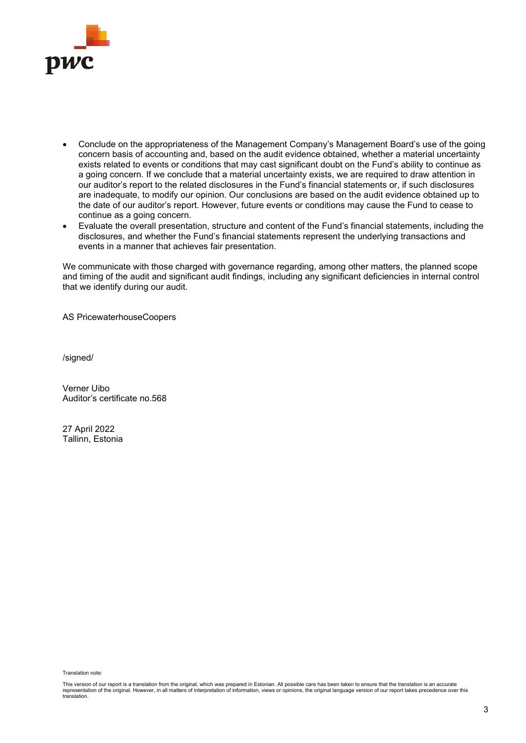- Conclude on the appropriateness of the Management Company's Management Board's use of the going concern basis of accounting and, based on the audit evidence obtained, whether a material uncertainty exists related to events or conditions that may cast significant doubt on the Fund's ability to continue as a going concern. If we conclude that a material uncertainty exists, we are required to draw attention in our auditor's report to the related disclosures in the Fund's financial statements or, if such disclosures are inadequate, to modify our opinion. Our conclusions are based on the audit evidence obtained up to the date of our auditor's report. However, future events or conditions may cause the Fund to cease to continue as a going concern.
- Evaluate the overall presentation, structure and content of the Fund's financial statements, including the disclosures, and whether the Fund's financial statements represent the underlying transactions and events in a manner that achieves fair presentation.

We communicate with those charged with governance regarding, among other matters, the planned scope and timing of the audit and significant audit findings, including any significant deficiencies in internal control that we identify during our audit.

AS PricewaterhouseCoopers

/signed/

Verner Uibo
Auditor's certificate no.568

27 April 2022
Tallinn, Estonia

Translation note:

This version of our report is a translation from the original, which was prepared in Estonian. All possible care has been taken to ensure that the translation is an accurate representation of the original. However, in all matters of interpretation of information, views or opinions, the original language version of our report takes precedence over this translation.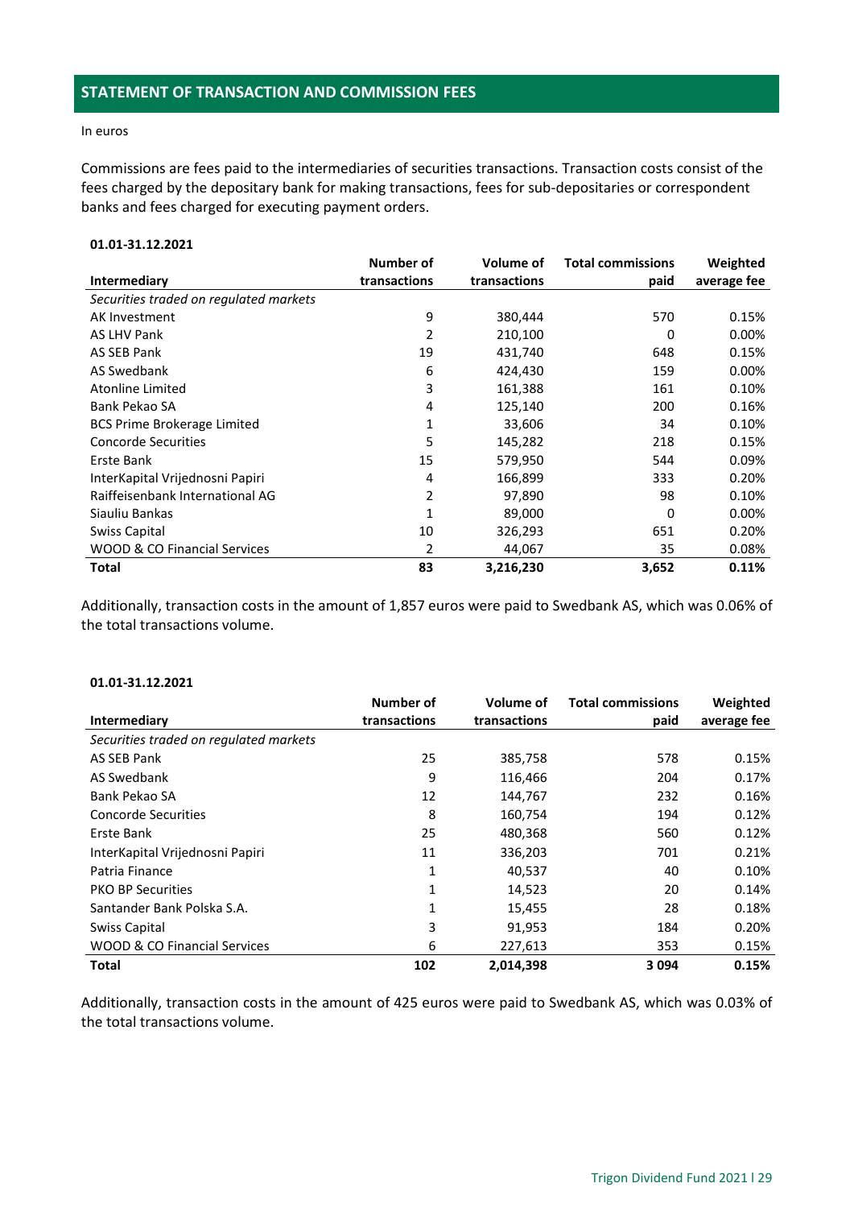## STATEMENT OF TRANSACTION AND COMMISSION FEES

In euros

Commissions are fees paid to the intermediaries of securities transactions. Transaction costs consist of the fees charged by the depositary bank for making transactions, fees for sub-depositaries or correspondent banks and fees charged for executing payment orders.

**01.01-31.12.2021**

| Intermediary | Number of transactions | Volume of transactions | Total commissions paid | Weighted average fee |
|---|---|---|---|---|
| *Securities traded on regulated markets* | | | | |
| AK Investment | 9 | 380,444 | 570 | 0.15% |
| AS LHV Pank | 2 | 210,100 | 0 | 0.00% |
| AS SEB Pank | 19 | 431,740 | 648 | 0.15% |
| AS Swedbank | 6 | 424,430 | 159 | 0.00% |
| Atonline Limited | 3 | 161,388 | 161 | 0.10% |
| Bank Pekao SA | 4 | 125,140 | 200 | 0.16% |
| BCS Prime Brokerage Limited | 1 | 33,606 | 34 | 0.10% |
| Concorde Securities | 5 | 145,282 | 218 | 0.15% |
| Erste Bank | 15 | 579,950 | 544 | 0.09% |
| InterKapital Vrijednosni Papiri | 4 | 166,899 | 333 | 0.20% |
| Raiffeisenbank International AG | 2 | 97,890 | 98 | 0.10% |
| Siauliu Bankas | 1 | 89,000 | 0 | 0.00% |
| Swiss Capital | 10 | 326,293 | 651 | 0.20% |
| WOOD & CO Financial Services | 2 | 44,067 | 35 | 0.08% |
| **Total** | **83** | **3,216,230** | **3,652** | **0.11%** |

Additionally, transaction costs in the amount of 1,857 euros were paid to Swedbank AS, which was 0.06% of the total transactions volume.

**01.01-31.12.2021**

| Intermediary | Number of transactions | Volume of transactions | Total commissions paid | Weighted average fee |
|---|---|---|---|---|
| *Securities traded on regulated markets* | | | | |
| AS SEB Pank | 25 | 385,758 | 578 | 0.15% |
| AS Swedbank | 9 | 116,466 | 204 | 0.17% |
| Bank Pekao SA | 12 | 144,767 | 232 | 0.16% |
| Concorde Securities | 8 | 160,754 | 194 | 0.12% |
| Erste Bank | 25 | 480,368 | 560 | 0.12% |
| InterKapital Vrijednosni Papiri | 11 | 336,203 | 701 | 0.21% |
| Patria Finance | 1 | 40,537 | 40 | 0.10% |
| PKO BP Securities | 1 | 14,523 | 20 | 0.14% |
| Santander Bank Polska S.A. | 1 | 15,455 | 28 | 0.18% |
| Swiss Capital | 3 | 91,953 | 184 | 0.20% |
| WOOD & CO Financial Services | 6 | 227,613 | 353 | 0.15% |
| **Total** | **102** | **2,014,398** | **3 094** | **0.15%** |

Additionally, transaction costs in the amount of 425 euros were paid to Swedbank AS, which was 0.03% of the total transactions volume.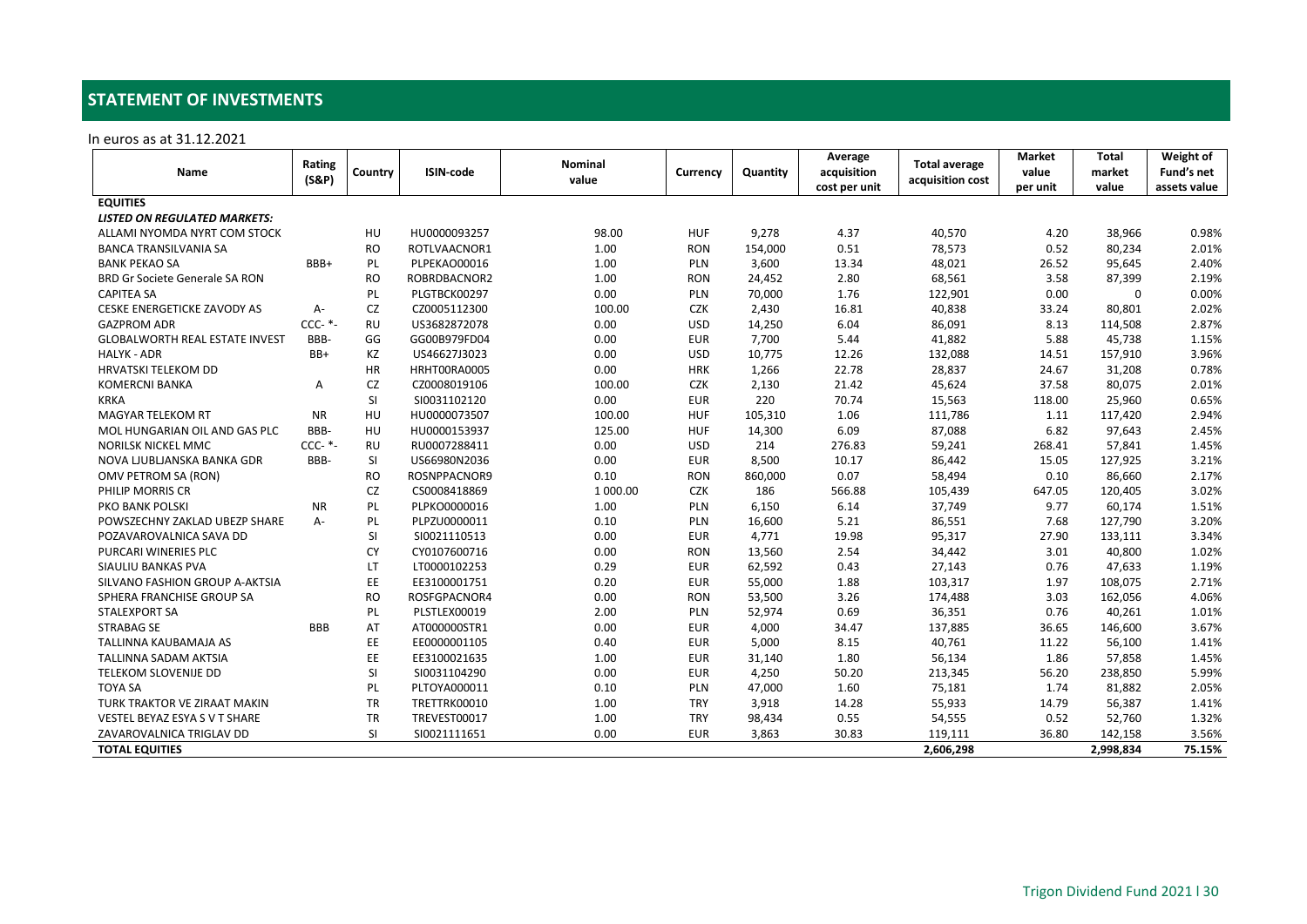## STATEMENT OF INVESTMENTS

In euros as at 31.12.2021

| Name | Rating (S&P) | Country | ISIN-code | Nominal value | Currency | Quantity | Average acquisition cost per unit | Total average acquisition cost | Market value per unit | Total market value | Weight of Fund's net assets value |
|---|---|---|---|---|---|---|---|---|---|---|---|
| **EQUITIES** | | | | | | | | | | | |
| ***LISTED ON REGULATED MARKETS:*** | | | | | | | | | | | |
| ALLAMI NYOMDA NYRT COM STOCK | | HU | HU0000093257 | 98.00 | HUF | 9,278 | 4.37 | 40,570 | 4.20 | 38,966 | 0.98% |
| BANCA TRANSILVANIA SA | | RO | ROTLVAACNOR1 | 1.00 | RON | 154,000 | 0.51 | 78,573 | 0.52 | 80,234 | 2.01% |
| BANK PEKAO SA | BBB+ | PL | PLPEKAO00016 | 1.00 | PLN | 3,600 | 13.34 | 48,021 | 26.52 | 95,645 | 2.40% |
| BRD Gr Societe Generale SA RON | | RO | ROBRDBACNOR2 | 1.00 | RON | 24,452 | 2.80 | 68,561 | 3.58 | 87,399 | 2.19% |
| CAPITEA SA | | PL | PLGTBCK00297 | 0.00 | PLN | 70,000 | 1.76 | 122,901 | 0.00 | 0 | 0.00% |
| CESKE ENERGETICKE ZAVODY AS | A- | CZ | CZ0005112300 | 100.00 | CZK | 2,430 | 16.81 | 40,838 | 33.24 | 80,801 | 2.02% |
| GAZPROM ADR | CCC- *- | RU | US3682872078 | 0.00 | USD | 14,250 | 6.04 | 86,091 | 8.13 | 114,508 | 2.87% |
| GLOBALWORTH REAL ESTATE INVEST | BBB- | GG | GG00B979FD04 | 0.00 | EUR | 7,700 | 5.44 | 41,882 | 5.88 | 45,738 | 1.15% |
| HALYK - ADR | BB+ | KZ | US46627J3023 | 0.00 | USD | 10,775 | 12.26 | 132,088 | 14.51 | 157,910 | 3.96% |
| HRVATSKI TELEKOM DD | | HR | HRHT00RA0005 | 0.00 | HRK | 1,266 | 22.78 | 28,837 | 24.67 | 31,208 | 0.78% |
| KOMERCNI BANKA | A | CZ | CZ0008019106 | 100.00 | CZK | 2,130 | 21.42 | 45,624 | 37.58 | 80,075 | 2.01% |
| KRKA | | SI | SI0031102120 | 0.00 | EUR | 220 | 70.74 | 15,563 | 118.00 | 25,960 | 0.65% |
| MAGYAR TELEKOM RT | NR | HU | HU0000073507 | 100.00 | HUF | 105,310 | 1.06 | 111,786 | 1.11 | 117,420 | 2.94% |
| MOL HUNGARIAN OIL AND GAS PLC | BBB- | HU | HU0000153937 | 125.00 | HUF | 14,300 | 6.09 | 87,088 | 6.82 | 97,643 | 2.45% |
| NORILSK NICKEL MMC | CCC- *- | RU | RU0007288411 | 0.00 | USD | 214 | 276.83 | 59,241 | 268.41 | 57,841 | 1.45% |
| NOVA LJUBLJANSKA BANKA GDR | BBB- | SI | US66980N2036 | 0.00 | EUR | 8,500 | 10.17 | 86,442 | 15.05 | 127,925 | 3.21% |
| OMV PETROM SA (RON) | | RO | ROSNPPACNOR9 | 0.10 | RON | 860,000 | 0.07 | 58,494 | 0.10 | 86,660 | 2.17% |
| PHILIP MORRIS CR | | CZ | CS0008418869 | 1 000.00 | CZK | 186 | 566.88 | 105,439 | 647.05 | 120,405 | 3.02% |
| PKO BANK POLSKI | NR | PL | PLPKO0000016 | 1.00 | PLN | 6,150 | 6.14 | 37,749 | 9.77 | 60,174 | 1.51% |
| POWSZECHNY ZAKLAD UBEZP SHARE | A- | PL | PLPZU0000011 | 0.10 | PLN | 16,600 | 5.21 | 86,551 | 7.68 | 127,790 | 3.20% |
| POZAVAROVALNICA SAVA DD | | SI | SI0021110513 | 0.00 | EUR | 4,771 | 19.98 | 95,317 | 27.90 | 133,111 | 3.34% |
| PURCARI WINERIES PLC | | CY | CY0107600716 | 0.00 | RON | 13,560 | 2.54 | 34,442 | 3.01 | 40,800 | 1.02% |
| SIAULIU BANKAS PVA | | LT | LT0000102253 | 0.29 | EUR | 62,592 | 0.43 | 27,143 | 0.76 | 47,633 | 1.19% |
| SILVANO FASHION GROUP A-AKTSIA | | EE | EE3100001751 | 0.20 | EUR | 55,000 | 1.88 | 103,317 | 1.97 | 108,075 | 2.71% |
| SPHERA FRANCHISE GROUP SA | | RO | ROSFGPACNOR4 | 0.00 | RON | 53,500 | 3.26 | 174,488 | 3.03 | 162,056 | 4.06% |
| STALEXPORT SA | | PL | PLSTLEX00019 | 2.00 | PLN | 52,974 | 0.69 | 36,351 | 0.76 | 40,261 | 1.01% |
| STRABAG SE | BBB | AT | AT000000STR1 | 0.00 | EUR | 4,000 | 34.47 | 137,885 | 36.65 | 146,600 | 3.67% |
| TALLINNA KAUBAMAJA AS | | EE | EE0000001105 | 0.40 | EUR | 5,000 | 8.15 | 40,761 | 11.22 | 56,100 | 1.41% |
| TALLINNA SADAM AKTSIA | | EE | EE3100021635 | 1.00 | EUR | 31,140 | 1.80 | 56,134 | 1.86 | 57,858 | 1.45% |
| TELEKOM SLOVENIJE DD | | SI | SI0031104290 | 0.00 | EUR | 4,250 | 50.20 | 213,345 | 56.20 | 238,850 | 5.99% |
| TOYA SA | | PL | PLTOYA000011 | 0.10 | PLN | 47,000 | 1.60 | 75,181 | 1.74 | 81,882 | 2.05% |
| TURK TRAKTOR VE ZIRAAT MAKIN | | TR | TRETTRK00010 | 1.00 | TRY | 3,918 | 14.28 | 55,933 | 14.79 | 56,387 | 1.41% |
| VESTEL BEYAZ ESYA S V T SHARE | | TR | TREVEST00017 | 1.00 | TRY | 98,434 | 0.55 | 54,555 | 0.52 | 52,760 | 1.32% |
| ZAVAROVALNICA TRIGLAV DD | | SI | SI0021111651 | 0.00 | EUR | 3,863 | 30.83 | 119,111 | 36.80 | 142,158 | 3.56% |
| **TOTAL EQUITIES** | | | | | | | | **2,606,298** | | **2,998,834** | **75.15%** |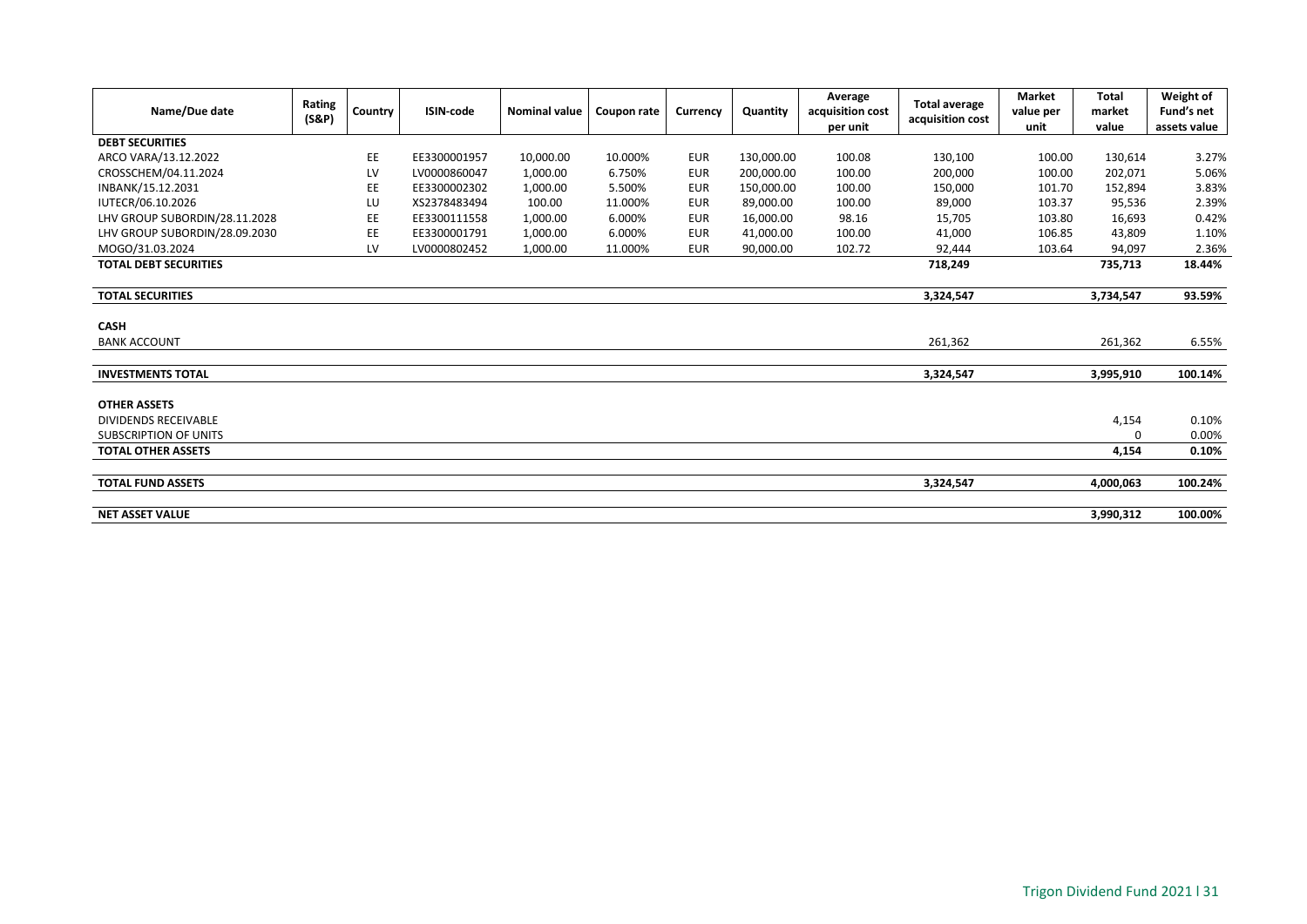| Name/Due date | Rating (S&P) | Country | ISIN-code | Nominal value | Coupon rate | Currency | Quantity | Average acquisition cost per unit | Total average acquisition cost | Market value per unit | Total market value | Weight of Fund's net assets value |
|---|---|---|---|---|---|---|---|---|---|---|---|---|
| **DEBT SECURITIES** | | | | | | | | | | | | |
| ARCO VARA/13.12.2022 | | EE | EE3300001957 | 10,000.00 | 10.000% | EUR | 130,000.00 | 100.08 | 130,100 | 100.00 | 130,614 | 3.27% |
| CROSSCHEM/04.11.2024 | | LV | LV0000860047 | 1,000.00 | 6.750% | EUR | 200,000.00 | 100.00 | 200,000 | 100.00 | 202,071 | 5.06% |
| INBANK/15.12.2031 | | EE | EE3300002302 | 1,000.00 | 5.500% | EUR | 150,000.00 | 100.00 | 150,000 | 101.70 | 152,894 | 3.83% |
| IUTECR/06.10.2026 | | LU | XS2378483494 | 100.00 | 11.000% | EUR | 89,000.00 | 100.00 | 89,000 | 103.37 | 95,536 | 2.39% |
| LHV GROUP SUBORDIN/28.11.2028 | | EE | EE3300111558 | 1,000.00 | 6.000% | EUR | 16,000.00 | 98.16 | 15,705 | 103.80 | 16,693 | 0.42% |
| LHV GROUP SUBORDIN/28.09.2030 | | EE | EE3300001791 | 1,000.00 | 6.000% | EUR | 41,000.00 | 100.00 | 41,000 | 106.85 | 43,809 | 1.10% |
| MOGO/31.03.2024 | | LV | LV0000802452 | 1,000.00 | 11.000% | EUR | 90,000.00 | 102.72 | 92,444 | 103.64 | 94,097 | 2.36% |
| **TOTAL DEBT SECURITIES** | | | | | | | | | **718,249** | | **735,713** | **18.44%** |
| | | | | | | | | | | | | |
| **TOTAL SECURITIES** | | | | | | | | | **3,324,547** | | **3,734,547** | **93.59%** |
| | | | | | | | | | | | | |
| **CASH** | | | | | | | | | | | | |
| BANK ACCOUNT | | | | | | | | | 261,362 | | 261,362 | 6.55% |
| | | | | | | | | | | | | |
| **INVESTMENTS TOTAL** | | | | | | | | | **3,324,547** | | **3,995,910** | **100.14%** |
| | | | | | | | | | | | | |
| **OTHER ASSETS** | | | | | | | | | | | | |
| DIVIDENDS RECEIVABLE | | | | | | | | | | | 4,154 | 0.10% |
| SUBSCRIPTION OF UNITS | | | | | | | | | | | 0 | 0.00% |
| **TOTAL OTHER ASSETS** | | | | | | | | | | | **4,154** | **0.10%** |
| | | | | | | | | | | | | |
| **TOTAL FUND ASSETS** | | | | | | | | | **3,324,547** | | **4,000,063** | **100.24%** |
| | | | | | | | | | | | | |
| **NET ASSET VALUE** | | | | | | | | | | | **3,990,312** | **100.00%** |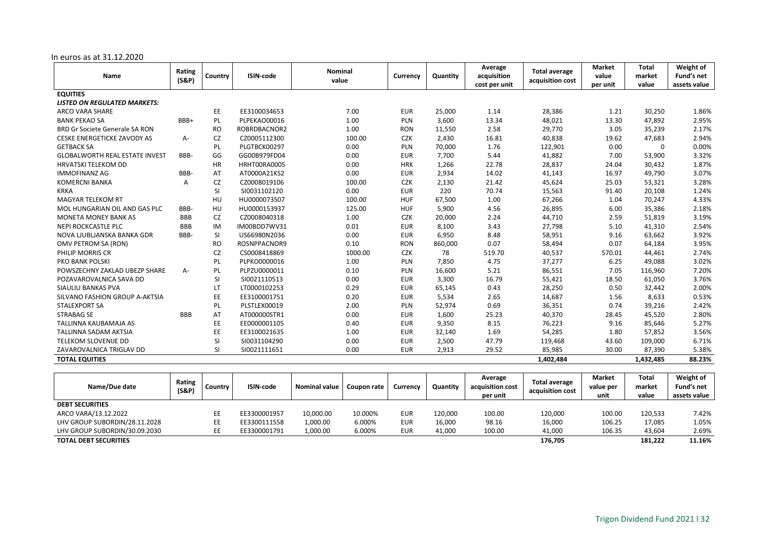In euros as at 31.12.2020

| Name | Rating (S&P) | Country | ISIN-code | Nominal value | Currency | Quantity | Average acquisition cost per unit | Total average acquisition cost | Market value per unit | Total market value | Weight of Fund's net assets value |
|---|---|---|---|---|---|---|---|---|---|---|---|
| **EQUITIES** | | | | | | | | | | | |
| ***LISTED ON REGULATED MARKETS:*** | | | | | | | | | | | |
| ARCO VARA SHARE | | EE | EE3100034653 | 7.00 | EUR | 25,000 | 1.14 | 28,386 | 1.21 | 30,250 | 1.86% |
| BANK PEKAO SA | BBB+ | PL | PLPEKAO00016 | 1.00 | PLN | 3,600 | 13.34 | 48,021 | 13.30 | 47,892 | 2.95% |
| BRD Gr Societe Generale SA RON | | RO | ROBRDBACNOR2 | 1.00 | RON | 11,550 | 2.58 | 29,770 | 3.05 | 35,239 | 2.17% |
| CESKE ENERGETICKE ZAVODY AS | A- | CZ | CZ0005112300 | 100.00 | CZK | 2,430 | 16.81 | 40,838 | 19.62 | 47,683 | 2.94% |
| GETBACK SA | | PL | PLGTBCK00297 | 0.00 | PLN | 70,000 | 1.76 | 122,901 | 0.00 | 0 | 0.00% |
| GLOBALWORTH REAL ESTATE INVEST | BBB- | GG | GG00B979FD04 | 0.00 | EUR | 7,700 | 5.44 | 41,882 | 7.00 | 53,900 | 3.32% |
| HRVATSKI TELEKOM DD | | HR | HRHT00RA0005 | 0.00 | HRK | 1,266 | 22.78 | 28,837 | 24.04 | 30,432 | 1.87% |
| IMMOFINANZ AG | BBB- | AT | AT0000A21KS2 | 0.00 | EUR | 2,934 | 14.02 | 41,143 | 16.97 | 49,790 | 3.07% |
| KOMERCNI BANKA | A | CZ | CZ0008019106 | 100.00 | CZK | 2,130 | 21.42 | 45,624 | 25.03 | 53,321 | 3.28% |
| KRKA | | SI | SI0031102120 | 0.00 | EUR | 220 | 70.74 | 15,563 | 91.40 | 20,108 | 1.24% |
| MAGYAR TELEKOM RT | | HU | HU0000073507 | 100.00 | HUF | 67,500 | 1.00 | 67,266 | 1.04 | 70,247 | 4.33% |
| MOL HUNGARIAN OIL AND GAS PLC | BBB- | HU | HU0000153937 | 125.00 | HUF | 5,900 | 4.56 | 26,895 | 6.00 | 35,386 | 2.18% |
| MONETA MONEY BANK AS | BBB | CZ | CZ0008040318 | 1.00 | CZK | 20,000 | 2.24 | 44,710 | 2.59 | 51,819 | 3.19% |
| NEPI ROCKCASTLE PLC | BBB | IM | IM00BDD7WV31 | 0.01 | EUR | 8,100 | 3.43 | 27,798 | 5.10 | 41,310 | 2.54% |
| NOVA LJUBLJANSKA BANKA GDR | BBB- | SI | US66980N2036 | 0.00 | EUR | 6,950 | 8.48 | 58,951 | 9.16 | 63,662 | 3.92% |
| OMV PETROM SA (RON) | | RO | ROSNPPACNOR9 | 0.10 | RON | 860,000 | 0.07 | 58,494 | 0.07 | 64,184 | 3.95% |
| PHILIP MORRIS CR | | CZ | CS0008418869 | 1000.00 | CZK | 78 | 519.70 | 40,537 | 570.01 | 44,461 | 2.74% |
| PKO BANK POLSKI | | PL | PLPKO0000016 | 1.00 | PLN | 7,850 | 4.75 | 37,277 | 6.25 | 49,088 | 3.02% |
| POWSZECHNY ZAKLAD UBEZP SHARE | A- | PL | PLPZU0000011 | 0.10 | PLN | 16,600 | 5.21 | 86,551 | 7.05 | 116,960 | 7.20% |
| POZAVAROVALNICA SAVA DD | | SI | SI0021110513 | 0.00 | EUR | 3,300 | 16.79 | 55,421 | 18.50 | 61,050 | 3.76% |
| SIAULIU BANKAS PVA | | LT | LT0000102253 | 0.29 | EUR | 65,145 | 0.43 | 28,250 | 0.50 | 32,442 | 2.00% |
| SILVANO FASHION GROUP A-AKTSIA | | EE | EE3100001751 | 0.20 | EUR | 5,534 | 2.65 | 14,687 | 1.56 | 8,633 | 0.53% |
| STALEXPORT SA | | PL | PLSTLEX00019 | 2.00 | PLN | 52,974 | 0.69 | 36,351 | 0.74 | 39,216 | 2.42% |
| STRABAG SE | BBB | AT | AT000000STR1 | 0.00 | EUR | 1,600 | 25.23 | 40,370 | 28.45 | 45,520 | 2.80% |
| TALLINNA KAUBAMAJA AS | | EE | EE0000001105 | 0.40 | EUR | 9,350 | 8.15 | 76,223 | 9.16 | 85,646 | 5.27% |
| TALLINNA SADAM AKTSIA | | EE | EE3100021635 | 1.00 | EUR | 32,140 | 1.69 | 54,285 | 1.80 | 57,852 | 3.56% |
| TELEKOM SLOVENIJE DD | | SI | SI0031104290 | 0.00 | EUR | 2,500 | 47.79 | 119,468 | 43.60 | 109,000 | 6.71% |
| ZAVAROVALNICA TRIGLAV DD | | SI | SI0021111651 | 0.00 | EUR | 2,913 | 29.52 | 85,985 | 30.00 | 87,390 | 5.38% |
| **TOTAL EQUITIES** | | | | | | | | **1,402,484** | | **1,432,485** | **88.23%** |

| Name/Due date | Rating (S&P) | Country | ISIN-code | Nominal value | Coupon rate | Currency | Quantity | Average acquisition cost per unit | Total average acquisition cost | Market value per unit | Total market value | Weight of Fund's net assets value |
|---|---|---|---|---|---|---|---|---|---|---|---|---|
| **DEBT SECURITIES** | | | | | | | | | | | | |
| ARCO VARA/13.12.2022 | | EE | EE3300001957 | 10,000.00 | 10.000% | EUR | 120,000 | 100.00 | 120,000 | 100.00 | 120,533 | 7.42% |
| LHV GROUP SUBORDIN/28.11.2028 | | EE | EE3300111558 | 1,000.00 | 6.000% | EUR | 16,000 | 98.16 | 16,000 | 106.25 | 17,085 | 1.05% |
| LHV GROUP SUBORDIN/30.09.2030 | | EE | EE3300001791 | 1,000.00 | 6.000% | EUR | 41,000 | 100.00 | 41,000 | 106.35 | 43,604 | 2.69% |
| **TOTAL DEBT SECURITIES** | | | | | | | | | **176,705** | | **181,222** | **11.16%** |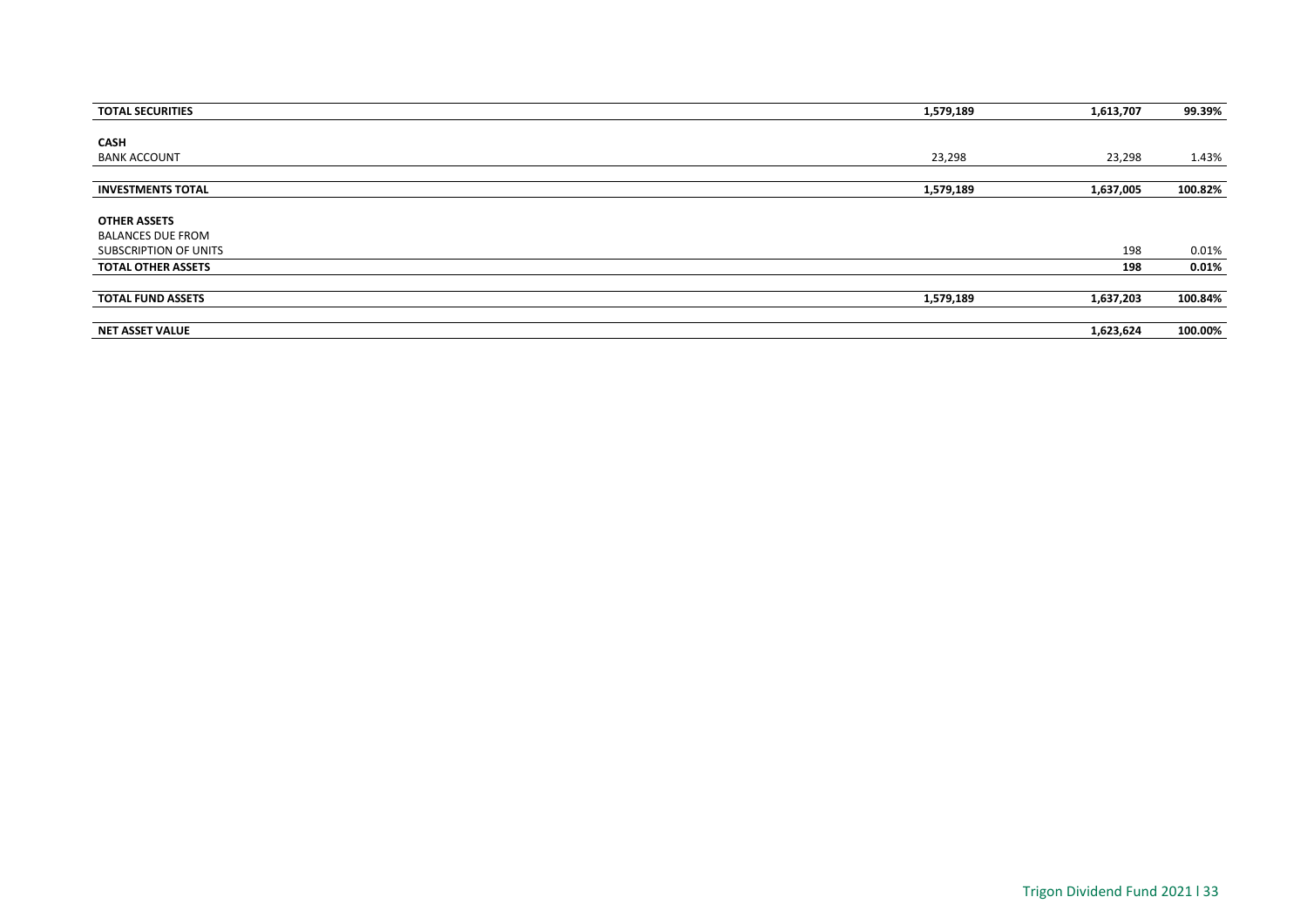| | | | |
|---|---|---|---|
| **TOTAL SECURITIES** | **1,579,189** | **1,613,707** | **99.39%** |
| **CASH** | | | |
| BANK ACCOUNT | 23,298 | 23,298 | 1.43% |
| **INVESTMENTS TOTAL** | **1,579,189** | **1,637,005** | **100.82%** |
| **OTHER ASSETS** | | | |
| BALANCES DUE FROM SUBSCRIPTION OF UNITS | | 198 | 0.01% |
| **TOTAL OTHER ASSETS** | | **198** | **0.01%** |
| **TOTAL FUND ASSETS** | **1,579,189** | **1,637,203** | **100.84%** |
| **NET ASSET VALUE** | | **1,623,624** | **100.00%** |